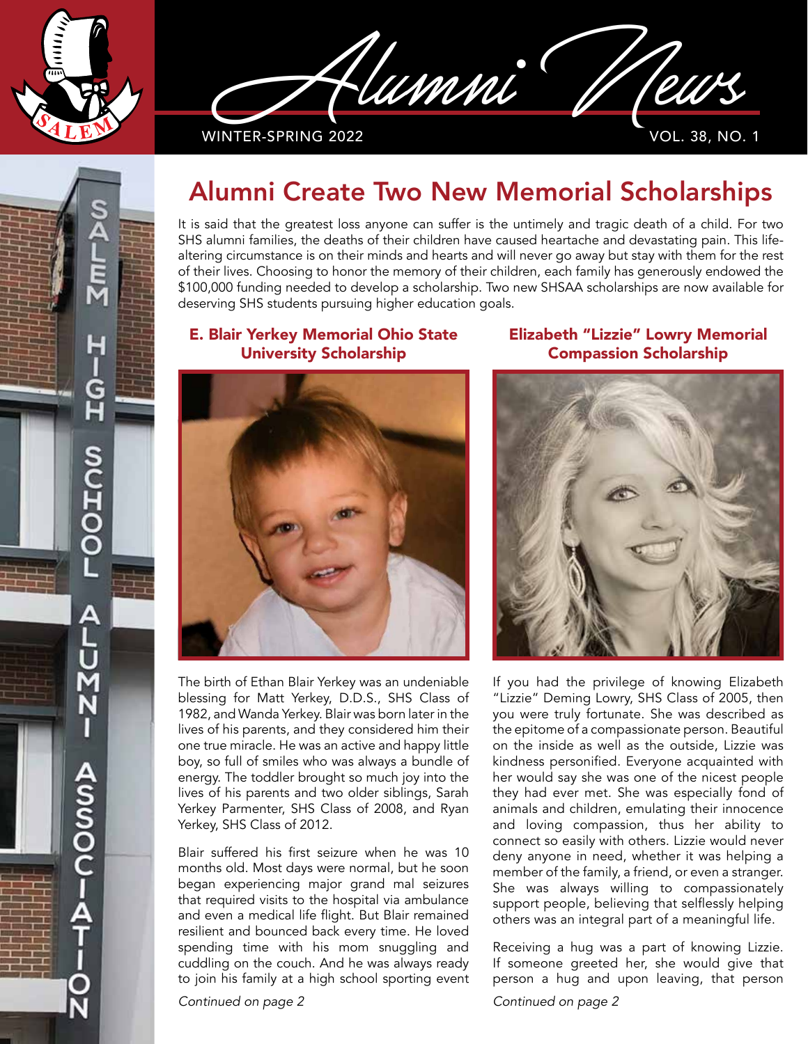# Alumni News

WINTER-SPRING 2022

## Alumni Create Two New Memorial Scholarships

It is said that the greatest loss anyone can suffer is the untimely and tragic death of a child. For two SHS alumni families, the deaths of their children have caused heartache and devastating pain. This life-altering circumstance is on their minds and hearts and will never go away but stay with them for the rest of their lives. Choosing to honor the memory of their children, each family has generously endowed the $100,000 funding needed to develop a scholarship. Two new SHSAA scholarships are now available for deserving SHS students pursuing higher education goals.

### E. Blair Yerkey Memorial Ohio State University Scholarship

The birth of Ethan Blair Yerkey was an undeniable blessing for Matt Yerkey, D.D.S., SHS Class of 1982, and Wanda Yerkey. Blair was born later in the lives of his parents, and they considered him their one true miracle. He was an active and happy little boy, so full of smiles who was always a bundle of energy. The toddler brought so much joy into the lives of his parents and two older siblings, Sarah Yerkey Parmenter, SHS Class of 2008, and Ryan Yerkey, SHS Class of 2012.

Blair suffered his first seizure when he was 10 months old. Most days were normal, but he soon began experiencing major grand mal seizures that required visits to the hospital via ambulance and even a medical life flight. But Blair remained resilient and bounced back every time. He loved spending time with his mom snuggling and cuddling on the couch. And he was always ready to join his family at a high school sporting event

*Continued on page 2*

### Elizabeth "Lizzie" Lowry Memorial Compassion Scholarship

If you had the privilege of knowing Elizabeth "Lizzie" Deming Lowry, SHS Class of 2005, then you were truly fortunate. She was described as the epitome of a compassionate person. Beautiful on the inside as well as the outside, Lizzie was kindness personified. Everyone acquainted with her would say she was one of the nicest people they had ever met. She was especially fond of animals and children, emulating their innocence and loving compassion, thus her ability to connect so easily with others. Lizzie would never deny anyone in need, whether it was helping a member of the family, a friend, or even a stranger. She was always willing to compassionately support people, believing that selflessly helping others was an integral part of a meaningful life.

Receiving a hug was a part of knowing Lizzie. If someone greeted her, she would give that person a hug and upon leaving, that person

*Continued on page 2*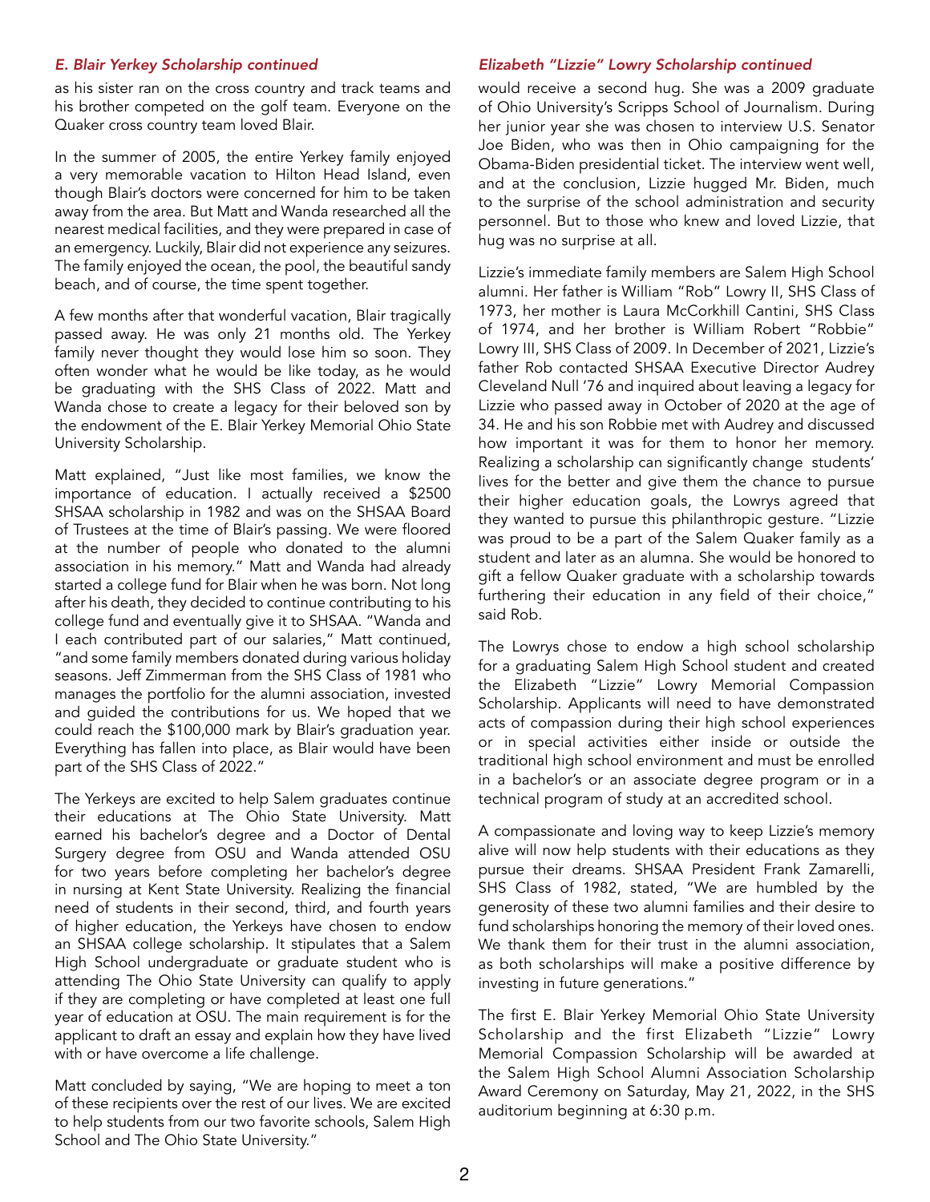### *E. Blair Yerkey Scholarship continued*

as his sister ran on the cross country and track teams and his brother competed on the golf team. Everyone on the Quaker cross country team loved Blair.

In the summer of 2005, the entire Yerkey family enjoyed a very memorable vacation to Hilton Head Island, even though Blair's doctors were concerned for him to be taken away from the area. But Matt and Wanda researched all the nearest medical facilities, and they were prepared in case of an emergency. Luckily, Blair did not experience any seizures. The family enjoyed the ocean, the pool, the beautiful sandy beach, and of course, the time spent together.

A few months after that wonderful vacation, Blair tragically passed away. He was only 21 months old. The Yerkey family never thought they would lose him so soon. They often wonder what he would be like today, as he would be graduating with the SHS Class of 2022. Matt and Wanda chose to create a legacy for their beloved son by the endowment of the E. Blair Yerkey Memorial Ohio State University Scholarship.

Matt explained, "Just like most families, we know the importance of education. I actually received a $2500 SHSAA scholarship in 1982 and was on the SHSAA Board of Trustees at the time of Blair's passing. We were floored at the number of people who donated to the alumni association in his memory." Matt and Wanda had already started a college fund for Blair when he was born. Not long after his death, they decided to continue contributing to his college fund and eventually give it to SHSAA. "Wanda and I each contributed part of our salaries," Matt continued, "and some family members donated during various holiday seasons. Jeff Zimmerman from the SHS Class of 1981 who manages the portfolio for the alumni association, invested and guided the contributions for us. We hoped that we could reach the $100,000 mark by Blair's graduation year. Everything has fallen into place, as Blair would have been part of the SHS Class of 2022."

The Yerkeys are excited to help Salem graduates continue their educations at The Ohio State University. Matt earned his bachelor's degree and a Doctor of Dental Surgery degree from OSU and Wanda attended OSU for two years before completing her bachelor's degree in nursing at Kent State University. Realizing the financial need of students in their second, third, and fourth years of higher education, the Yerkeys have chosen to endow an SHSAA college scholarship. It stipulates that a Salem High School undergraduate or graduate student who is attending The Ohio State University can qualify to apply if they are completing or have completed at least one full year of education at OSU. The main requirement is for the applicant to draft an essay and explain how they have lived with or have overcome a life challenge.

Matt concluded by saying, "We are hoping to meet a ton of these recipients over the rest of our lives. We are excited to help students from our two favorite schools, Salem High School and The Ohio State University."

### *Elizabeth "Lizzie" Lowry Scholarship continued*

would receive a second hug. She was a 2009 graduate of Ohio University's Scripps School of Journalism. During her junior year she was chosen to interview U.S. Senator Joe Biden, who was then in Ohio campaigning for the Obama-Biden presidential ticket. The interview went well, and at the conclusion, Lizzie hugged Mr. Biden, much to the surprise of the school administration and security personnel. But to those who knew and loved Lizzie, that hug was no surprise at all.

Lizzie's immediate family members are Salem High School alumni. Her father is William "Rob" Lowry II, SHS Class of 1973, her mother is Laura McCorkhill Cantini, SHS Class of 1974, and her brother is William Robert "Robbie" Lowry III, SHS Class of 2009. In December of 2021, Lizzie's father Rob contacted SHSAA Executive Director Audrey Cleveland Null '76 and inquired about leaving a legacy for Lizzie who passed away in October of 2020 at the age of 34. He and his son Robbie met with Audrey and discussed how important it was for them to honor her memory. Realizing a scholarship can significantly change students' lives for the better and give them the chance to pursue their higher education goals, the Lowrys agreed that they wanted to pursue this philanthropic gesture. "Lizzie was proud to be a part of the Salem Quaker family as a student and later as an alumna. She would be honored to gift a fellow Quaker graduate with a scholarship towards furthering their education in any field of their choice," said Rob.

The Lowrys chose to endow a high school scholarship for a graduating Salem High School student and created the Elizabeth "Lizzie" Lowry Memorial Compassion Scholarship. Applicants will need to have demonstrated acts of compassion during their high school experiences or in special activities either inside or outside the traditional high school environment and must be enrolled in a bachelor's or an associate degree program or in a technical program of study at an accredited school.

A compassionate and loving way to keep Lizzie's memory alive will now help students with their educations as they pursue their dreams. SHSAA President Frank Zamarelli, SHS Class of 1982, stated, "We are humbled by the generosity of these two alumni families and their desire to fund scholarships honoring the memory of their loved ones. We thank them for their trust in the alumni association, as both scholarships will make a positive difference by investing in future generations."

The first E. Blair Yerkey Memorial Ohio State University Scholarship and the first Elizabeth "Lizzie" Lowry Memorial Compassion Scholarship will be awarded at the Salem High School Alumni Association Scholarship Award Ceremony on Saturday, May 21, 2022, in the SHS auditorium beginning at 6:30 p.m.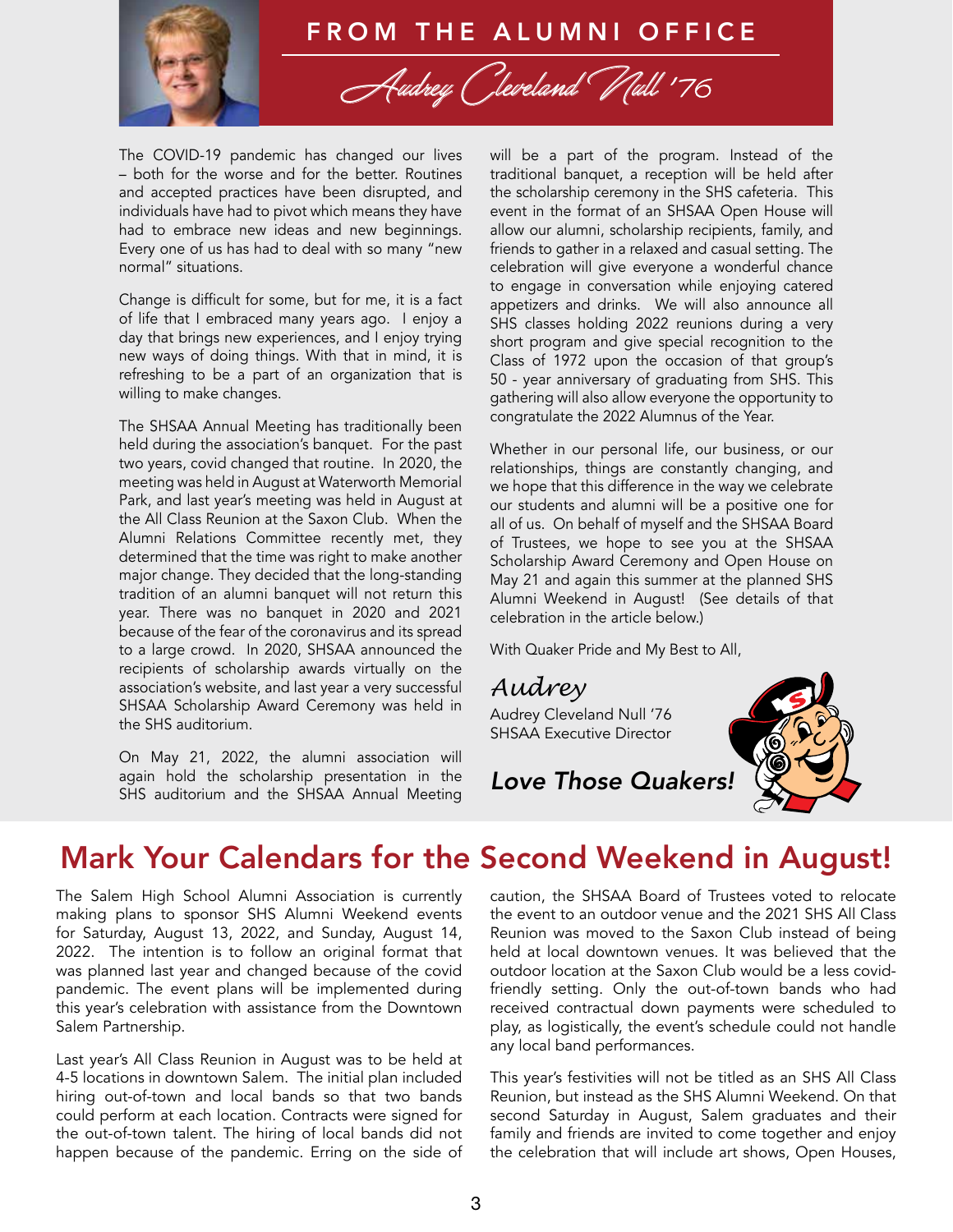# FROM THE ALUMNI OFFICE

*Audrey Cleveland Null '76*

The COVID-19 pandemic has changed our lives – both for the worse and for the better. Routines and accepted practices have been disrupted, and individuals have had to pivot which means they have had to embrace new ideas and new beginnings. Every one of us has had to deal with so many "new normal" situations.

Change is difficult for some, but for me, it is a fact of life that I embraced many years ago. I enjoy a day that brings new experiences, and I enjoy trying new ways of doing things. With that in mind, it is refreshing to be a part of an organization that is willing to make changes.

The SHSAA Annual Meeting has traditionally been held during the association's banquet. For the past two years, covid changed that routine. In 2020, the meeting was held in August at Waterworth Memorial Park, and last year's meeting was held in August at the All Class Reunion at the Saxon Club. When the Alumni Relations Committee recently met, they determined that the time was right to make another major change. They decided that the long-standing tradition of an alumni banquet will not return this year. There was no banquet in 2020 and 2021 because of the fear of the coronavirus and its spread to a large crowd. In 2020, SHSAA announced the recipients of scholarship awards virtually on the association's website, and last year a very successful SHSAA Scholarship Award Ceremony was held in the SHS auditorium.

On May 21, 2022, the alumni association will again hold the scholarship presentation in the SHS auditorium and the SHSAA Annual Meeting will be a part of the program. Instead of the traditional banquet, a reception will be held after the scholarship ceremony in the SHS cafeteria. This event in the format of an SHSAA Open House will allow our alumni, scholarship recipients, family, and friends to gather in a relaxed and casual setting. The celebration will give everyone a wonderful chance to engage in conversation while enjoying catered appetizers and drinks. We will also announce all SHS classes holding 2022 reunions during a very short program and give special recognition to the Class of 1972 upon the occasion of that group's 50 - year anniversary of graduating from SHS. This gathering will also allow everyone the opportunity to congratulate the 2022 Alumnus of the Year.

Whether in our personal life, our business, or our relationships, things are constantly changing, and we hope that this difference in the way we celebrate our students and alumni will be a positive one for all of us. On behalf of myself and the SHSAA Board of Trustees, we hope to see you at the SHSAA Scholarship Award Ceremony and Open House on May 21 and again this summer at the planned SHS Alumni Weekend in August! (See details of that celebration in the article below.)

With Quaker Pride and My Best to All,

*Audrey*

Audrey Cleveland Null '76
SHSAA Executive Director

***Love Those Quakers!***

## Mark Your Calendars for the Second Weekend in August!

The Salem High School Alumni Association is currently making plans to sponsor SHS Alumni Weekend events for Saturday, August 13, 2022, and Sunday, August 14, 2022. The intention is to follow an original format that was planned last year and changed because of the covid pandemic. The event plans will be implemented during this year's celebration with assistance from the Downtown Salem Partnership.

Last year's All Class Reunion in August was to be held at 4-5 locations in downtown Salem. The initial plan included hiring out-of-town and local bands so that two bands could perform at each location. Contracts were signed for the out-of-town talent. The hiring of local bands did not happen because of the pandemic. Erring on the side of caution, the SHSAA Board of Trustees voted to relocate the event to an outdoor venue and the 2021 SHS All Class Reunion was moved to the Saxon Club instead of being held at local downtown venues. It was believed that the outdoor location at the Saxon Club would be a less covid-friendly setting. Only the out-of-town bands who had received contractual down payments were scheduled to play, as logistically, the event's schedule could not handle any local band performances.

This year's festivities will not be titled as an SHS All Class Reunion, but instead as the SHS Alumni Weekend. On that second Saturday in August, Salem graduates and their family and friends are invited to come together and enjoy the celebration that will include art shows, Open Houses,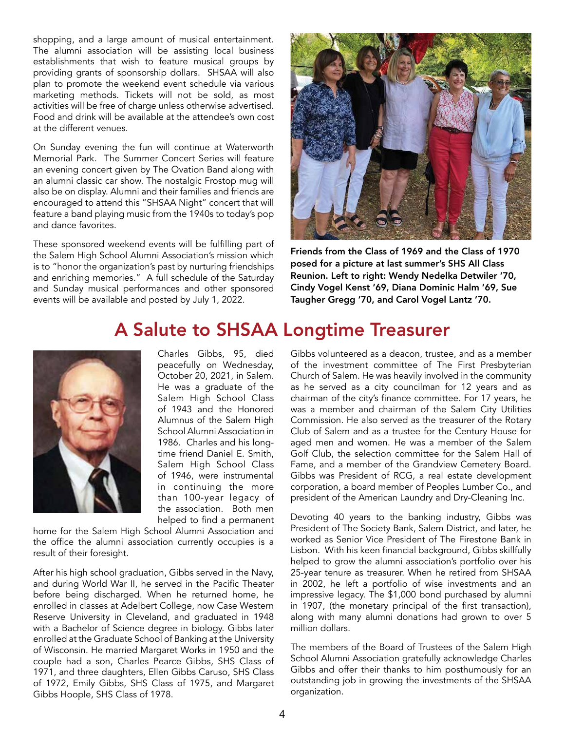shopping, and a large amount of musical entertainment. The alumni association will be assisting local business establishments that wish to feature musical groups by providing grants of sponsorship dollars. SHSAA will also plan to promote the weekend event schedule via various marketing methods. Tickets will not be sold, as most activities will be free of charge unless otherwise advertised. Food and drink will be available at the attendee's own cost at the different venues.

On Sunday evening the fun will continue at Waterworth Memorial Park. The Summer Concert Series will feature an evening concert given by The Ovation Band along with an alumni classic car show. The nostalgic Frostop mug will also be on display. Alumni and their families and friends are encouraged to attend this "SHSAA Night" concert that will feature a band playing music from the 1940s to today's pop and dance favorites.

These sponsored weekend events will be fulfilling part of the Salem High School Alumni Association's mission which is to "honor the organization's past by nurturing friendships and enriching memories." A full schedule of the Saturday and Sunday musical performances and other sponsored events will be available and posted by July 1, 2022.

**Friends from the Class of 1969 and the Class of 1970 posed for a picture at last summer's SHS All Class Reunion. Left to right: Wendy Nedelka Detwiler '70, Cindy Vogel Kenst '69, Diana Dominic Halm '69, Sue Taugher Gregg '70, and Carol Vogel Lantz '70.**

## A Salute to SHSAA Longtime Treasurer

Charles Gibbs, 95, died peacefully on Wednesday, October 20, 2021, in Salem. He was a graduate of the Salem High School Class of 1943 and the Honored Alumnus of the Salem High School Alumni Association in 1986. Charles and his long-time friend Daniel E. Smith, Salem High School Class of 1946, were instrumental in continuing the more than 100-year legacy of the association. Both men helped to find a permanent home for the Salem High School Alumni Association and the office the alumni association currently occupies is a result of their foresight.

After his high school graduation, Gibbs served in the Navy, and during World War II, he served in the Pacific Theater before being discharged. When he returned home, he enrolled in classes at Adelbert College, now Case Western Reserve University in Cleveland, and graduated in 1948 with a Bachelor of Science degree in biology. Gibbs later enrolled at the Graduate School of Banking at the University of Wisconsin. He married Margaret Works in 1950 and the couple had a son, Charles Pearce Gibbs, SHS Class of 1971, and three daughters, Ellen Gibbs Caruso, SHS Class of 1972, Emily Gibbs, SHS Class of 1975, and Margaret Gibbs Hoople, SHS Class of 1978.

Gibbs volunteered as a deacon, trustee, and as a member of the investment committee of The First Presbyterian Church of Salem. He was heavily involved in the community as he served as a city councilman for 12 years and as chairman of the city's finance committee. For 17 years, he was a member and chairman of the Salem City Utilities Commission. He also served as the treasurer of the Rotary Club of Salem and as a trustee for the Century House for aged men and women. He was a member of the Salem Golf Club, the selection committee for the Salem Hall of Fame, and a member of the Grandview Cemetery Board. Gibbs was President of RCG, a real estate development corporation, a board member of Peoples Lumber Co., and president of the American Laundry and Dry-Cleaning Inc.

Devoting 40 years to the banking industry, Gibbs was President of The Society Bank, Salem District, and later, he worked as Senior Vice President of The Firestone Bank in Lisbon. With his keen financial background, Gibbs skillfully helped to grow the alumni association's portfolio over his 25-year tenure as treasurer. When he retired from SHSAA in 2002, he left a portfolio of wise investments and an impressive legacy. The $1,000 bond purchased by alumni in 1907, (the monetary principal of the first transaction), along with many alumni donations had grown to over 5 million dollars.

The members of the Board of Trustees of the Salem High School Alumni Association gratefully acknowledge Charles Gibbs and offer their thanks to him posthumously for an outstanding job in growing the investments of the SHSAA organization.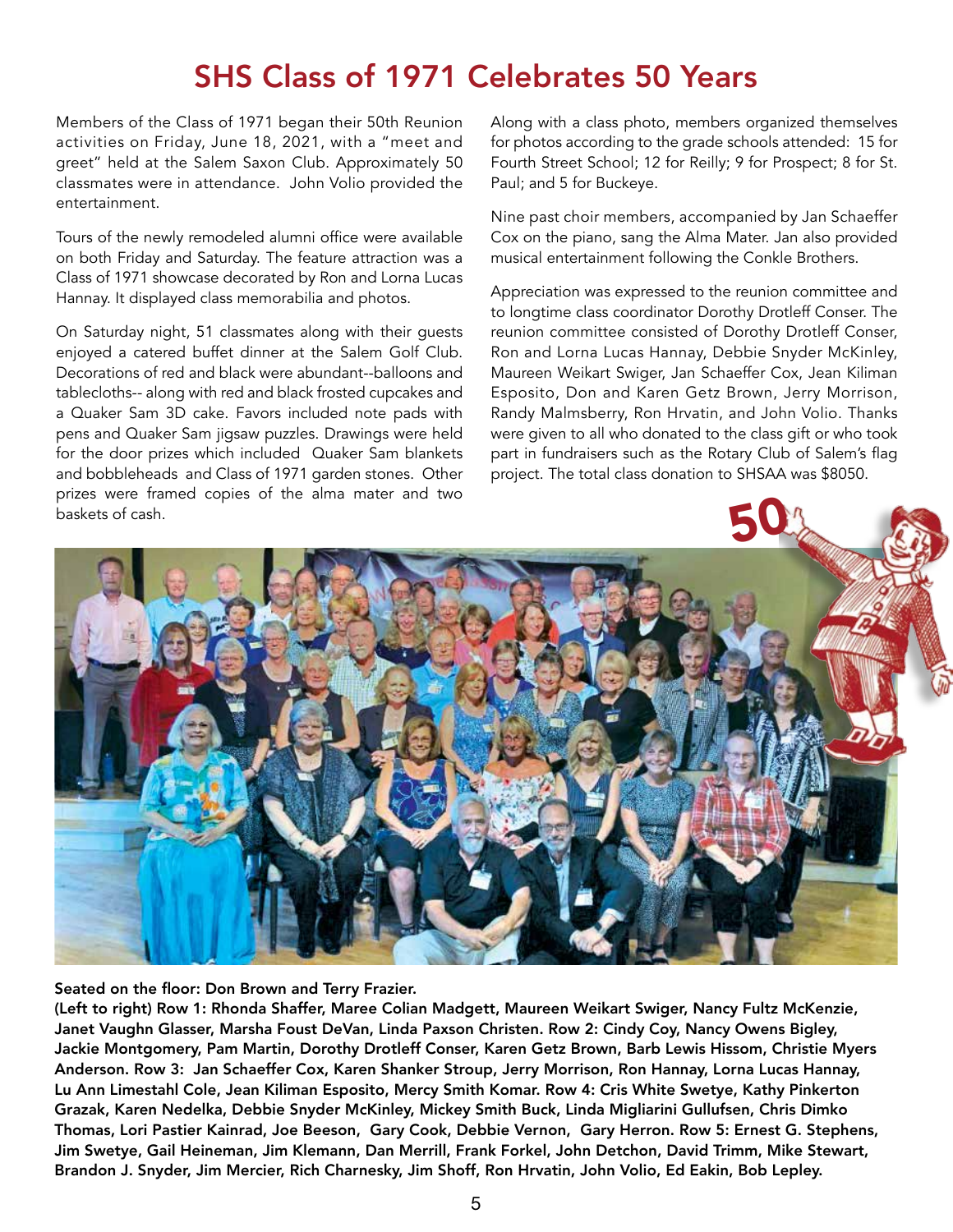# SHS Class of 1971 Celebrates 50 Years

Members of the Class of 1971 began their 50th Reunion activities on Friday, June 18, 2021, with a "meet and greet" held at the Salem Saxon Club. Approximately 50 classmates were in attendance. John Volio provided the entertainment.

Tours of the newly remodeled alumni office were available on both Friday and Saturday. The feature attraction was a Class of 1971 showcase decorated by Ron and Lorna Lucas Hannay. It displayed class memorabilia and photos.

On Saturday night, 51 classmates along with their guests enjoyed a catered buffet dinner at the Salem Golf Club. Decorations of red and black were abundant--balloons and tablecloths-- along with red and black frosted cupcakes and a Quaker Sam 3D cake. Favors included note pads with pens and Quaker Sam jigsaw puzzles. Drawings were held for the door prizes which included Quaker Sam blankets and bobbleheads and Class of 1971 garden stones. Other prizes were framed copies of the alma mater and two baskets of cash.

Along with a class photo, members organized themselves for photos according to the grade schools attended: 15 for Fourth Street School; 12 for Reilly; 9 for Prospect; 8 for St. Paul; and 5 for Buckeye.

Nine past choir members, accompanied by Jan Schaeffer Cox on the piano, sang the Alma Mater. Jan also provided musical entertainment following the Conkle Brothers.

Appreciation was expressed to the reunion committee and to longtime class coordinator Dorothy Drotleff Conser. The reunion committee consisted of Dorothy Drotleff Conser, Ron and Lorna Lucas Hannay, Debbie Snyder McKinley, Maureen Weikart Swiger, Jan Schaeffer Cox, Jean Kiliman Esposito, Don and Karen Getz Brown, Jerry Morrison, Randy Malmsberry, Ron Hrvatin, and John Volio. Thanks were given to all who donated to the class gift or who took part in fundraisers such as the Rotary Club of Salem's flag project. The total class donation to SHSAA was $8050.

**Seated on the floor: Don Brown and Terry Frazier.**
**(Left to right) Row 1: Rhonda Shaffer, Maree Colian Madgett, Maureen Weikart Swiger, Nancy Fultz McKenzie, Janet Vaughn Glasser, Marsha Foust DeVan, Linda Paxson Christen. Row 2: Cindy Coy, Nancy Owens Bigley, Jackie Montgomery, Pam Martin, Dorothy Drotleff Conser, Karen Getz Brown, Barb Lewis Hissom, Christie Myers Anderson. Row 3: Jan Schaeffer Cox, Karen Shanker Stroup, Jerry Morrison, Ron Hannay, Lorna Lucas Hannay, Lu Ann Limestahl Cole, Jean Kiliman Esposito, Mercy Smith Komar. Row 4: Cris White Swetye, Kathy Pinkerton Grazak, Karen Nedelka, Debbie Snyder McKinley, Mickey Smith Buck, Linda Migliarini Gullufsen, Chris Dimko Thomas, Lori Pastier Kainrad, Joe Beeson, Gary Cook, Debbie Vernon, Gary Herron. Row 5: Ernest G. Stephens, Jim Swetye, Gail Heineman, Jim Klemann, Dan Merrill, Frank Forkel, John Detchon, David Trimm, Mike Stewart, Brandon J. Snyder, Jim Mercier, Rich Charnesky, Jim Shoff, Ron Hrvatin, John Volio, Ed Eakin, Bob Lepley.**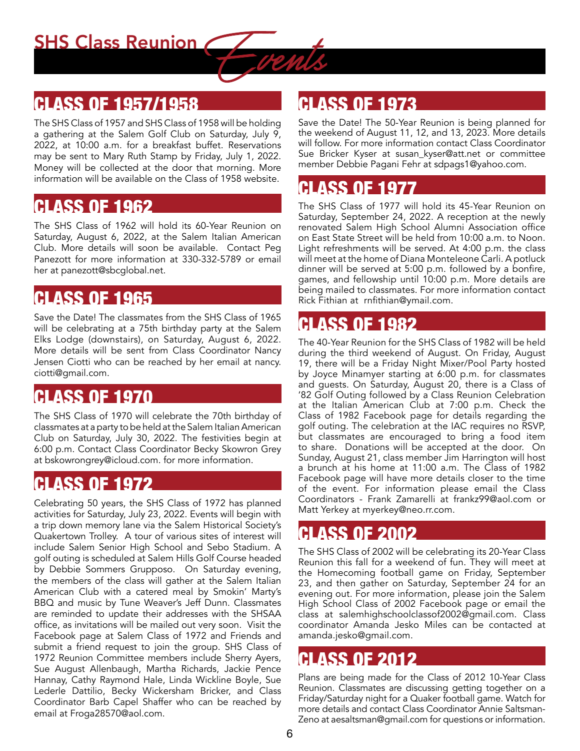# SHS Class Reunion *Events*

## CLASS OF 1957/1958

The SHS Class of 1957 and SHS Class of 1958 will be holding a gathering at the Salem Golf Club on Saturday, July 9, 2022, at 10:00 a.m. for a breakfast buffet. Reservations may be sent to Mary Ruth Stamp by Friday, July 1, 2022. Money will be collected at the door that morning. More information will be available on the Class of 1958 website.

## CLASS OF 1962

The SHS Class of 1962 will hold its 60-Year Reunion on Saturday, August 6, 2022, at the Salem Italian American Club. More details will soon be available. Contact Peg Panezott for more information at 330-332-5789 or email her at panezott@sbcglobal.net.

## CLASS OF 1965

Save the Date! The classmates from the SHS Class of 1965 will be celebrating at a 75th birthday party at the Salem Elks Lodge (downstairs), on Saturday, August 6, 2022. More details will be sent from Class Coordinator Nancy Jensen Ciotti who can be reached by her email at nancy.ciotti@gmail.com.

## CLASS OF 1970

The SHS Class of 1970 will celebrate the 70th birthday of classmates at a party to be held at the Salem Italian American Club on Saturday, July 30, 2022. The festivities begin at 6:00 p.m. Contact Class Coordinator Becky Skowron Grey at bskowrongrey@icloud.com. for more information.

## CLASS OF 1972

Celebrating 50 years, the SHS Class of 1972 has planned activities for Saturday, July 23, 2022. Events will begin with a trip down memory lane via the Salem Historical Society's Quakertown Trolley. A tour of various sites of interest will include Salem Senior High School and Sebo Stadium. A golf outing is scheduled at Salem Hills Golf Course headed by Debbie Sommers Grupposo. On Saturday evening, the members of the class will gather at the Salem Italian American Club with a catered meal by Smokin' Marty's BBQ and music by Tune Weaver's Jeff Dunn. Classmates are reminded to update their addresses with the SHSAA office, as invitations will be mailed out very soon. Visit the Facebook page at Salem Class of 1972 and Friends and submit a friend request to join the group. SHS Class of 1972 Reunion Committee members include Sherry Ayers, Sue August Allenbaugh, Martha Richards, Jackie Pence Hannay, Cathy Raymond Hale, Linda Wickline Boyle, Sue Lederle Dattilio, Becky Wickersham Bricker, and Class Coordinator Barb Capel Shaffer who can be reached by email at Froga28570@aol.com.

## CLASS OF 1973

Save the Date! The 50-Year Reunion is being planned for the weekend of August 11, 12, and 13, 2023. More details will follow. For more information contact Class Coordinator Sue Bricker Kyser at susan_kyser@att.net or committee member Debbie Pagani Fehr at sdpags1@yahoo.com.

## CLASS OF 1977

The SHS Class of 1977 will hold its 45-Year Reunion on Saturday, September 24, 2022. A reception at the newly renovated Salem High School Alumni Association office on East State Street will be held from 10:00 a.m. to Noon. Light refreshments will be served. At 4:00 p.m. the class will meet at the home of Diana Monteleone Carli. A potluck dinner will be served at 5:00 p.m. followed by a bonfire, games, and fellowship until 10:00 p.m. More details are being mailed to classmates. For more information contact Rick Fithian at rnfithian@ymail.com.

## CLASS OF 1982

The 40-Year Reunion for the SHS Class of 1982 will be held during the third weekend of August. On Friday, August 19, there will be a Friday Night Mixer/Pool Party hosted by Joyce Minamyer starting at 6:00 p.m. for classmates and guests. On Saturday, August 20, there is a Class of '82 Golf Outing followed by a Class Reunion Celebration at the Italian American Club at 7:00 p.m. Check the Class of 1982 Facebook page for details regarding the golf outing. The celebration at the IAC requires no RSVP, but classmates are encouraged to bring a food item to share. Donations will be accepted at the door. On Sunday, August 21, class member Jim Harrington will host a brunch at his home at 11:00 a.m. The Class of 1982 Facebook page will have more details closer to the time of the event. For information please email the Class Coordinators - Frank Zamarelli at frankz99@aol.com or Matt Yerkey at myerkey@neo.rr.com.

## CLASS OF 2002

The SHS Class of 2002 will be celebrating its 20-Year Class Reunion this fall for a weekend of fun. They will meet at the Homecoming football game on Friday, September 23, and then gather on Saturday, September 24 for an evening out. For more information, please join the Salem High School Class of 2002 Facebook page or email the class at salemhighschoolclassof2002@gmail.com. Class coordinator Amanda Jesko Miles can be contacted at amanda.jesko@gmail.com.

## CLASS OF 2012

Plans are being made for the Class of 2012 10-Year Class Reunion. Classmates are discussing getting together on a Friday/Saturday night for a Quaker football game. Watch for more details and contact Class Coordinator Annie Saltsman-Zeno at aesaltsman@gmail.com for questions or information.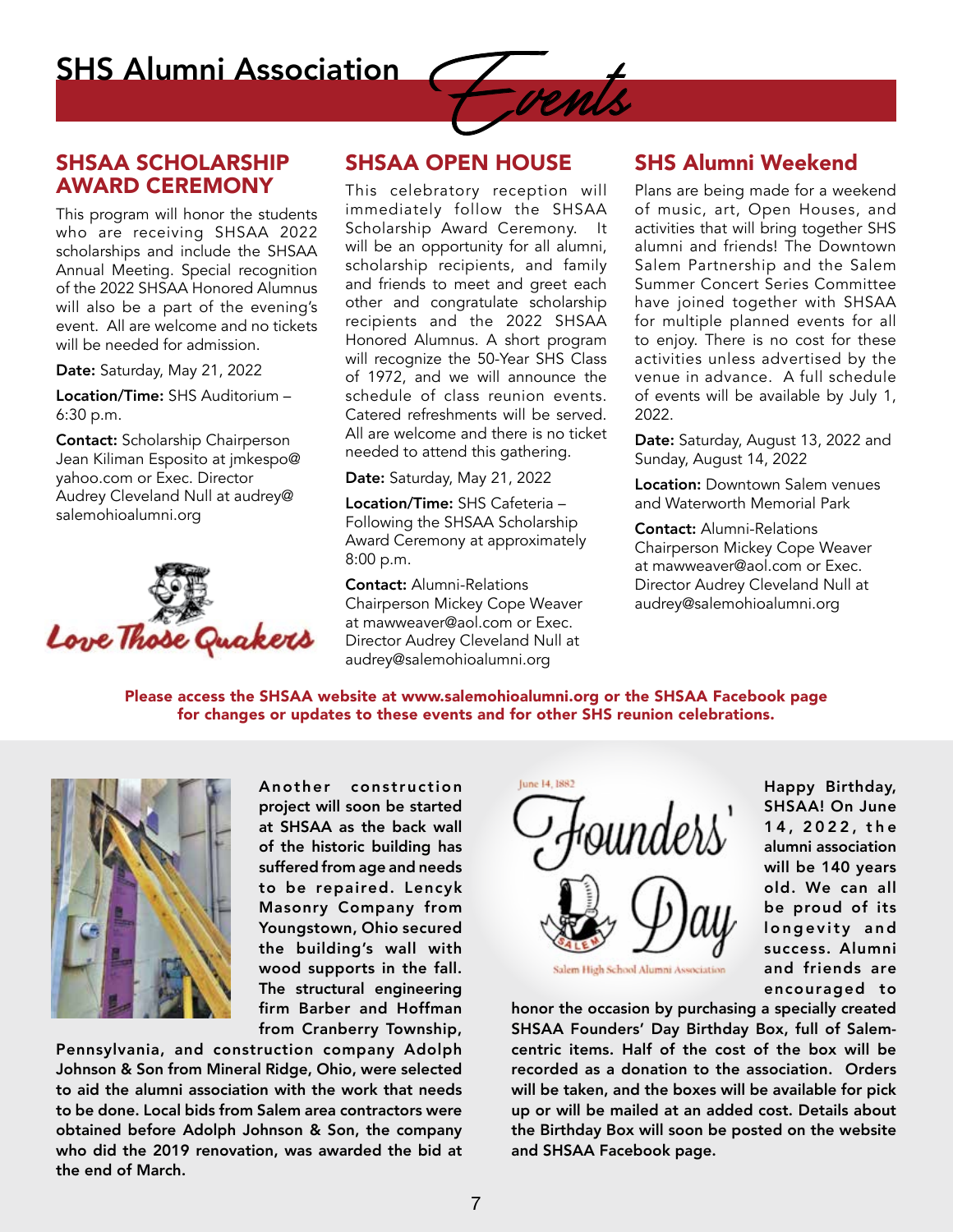# SHS Alumni Association *Events*

## SHSAA SCHOLARSHIP AWARD CEREMONY

This program will honor the students who are receiving SHSAA 2022 scholarships and include the SHSAA Annual Meeting. Special recognition of the 2022 SHSAA Honored Alumnus will also be a part of the evening's event. All are welcome and no tickets will be needed for admission.

**Date:** Saturday, May 21, 2022

**Location/Time:** SHS Auditorium – 6:30 p.m.

**Contact:** Scholarship Chairperson Jean Kiliman Esposito at jmkespo@yahoo.com or Exec. Director Audrey Cleveland Null at audrey@salemohioalumni.org

Love Those Quakers

## SHSAA OPEN HOUSE

This celebratory reception will immediately follow the SHSAA Scholarship Award Ceremony. It will be an opportunity for all alumni, scholarship recipients, and family and friends to meet and greet each other and congratulate scholarship recipients and the 2022 SHSAA Honored Alumnus. A short program will recognize the 50-Year SHS Class of 1972, and we will announce the schedule of class reunion events. Catered refreshments will be served. All are welcome and there is no ticket needed to attend this gathering.

**Date:** Saturday, May 21, 2022

**Location/Time:** SHS Cafeteria – Following the SHSAA Scholarship Award Ceremony at approximately 8:00 p.m.

**Contact:** Alumni-Relations Chairperson Mickey Cope Weaver at mawweaver@aol.com or Exec. Director Audrey Cleveland Null at audrey@salemohioalumni.org

## SHS Alumni Weekend

Plans are being made for a weekend of music, art, Open Houses, and activities that will bring together SHS alumni and friends! The Downtown Salem Partnership and the Salem Summer Concert Series Committee have joined together with SHSAA for multiple planned events for all to enjoy. There is no cost for these activities unless advertised by the venue in advance. A full schedule of events will be available by July 1, 2022.

**Date:** Saturday, August 13, 2022 and Sunday, August 14, 2022

**Location:** Downtown Salem venues and Waterworth Memorial Park

**Contact:** Alumni-Relations Chairperson Mickey Cope Weaver at mawweaver@aol.com or Exec. Director Audrey Cleveland Null at audrey@salemohioalumni.org

**Please access the SHSAA website at www.salemohioalumni.org or the SHSAA Facebook page for changes or updates to these events and for other SHS reunion celebrations.**

**Another construction project will soon be started at SHSAA as the back wall of the historic building has suffered from age and needs to be repaired. Lencyk Masonry Company from Youngstown, Ohio secured the building's wall with wood supports in the fall. The structural engineering firm Barber and Hoffman from Cranberry Township, Pennsylvania, and construction company Adolph Johnson & Son from Mineral Ridge, Ohio, were selected to aid the alumni association with the work that needs to be done. Local bids from Salem area contractors were obtained before Adolph Johnson & Son, the company who did the 2019 renovation, was awarded the bid at the end of March.**

June 14, 1882 Founders' Day — Salem High School Alumni Association

**Happy Birthday, SHSAA! On June 14, 2022, the alumni association will be 140 years old. We can all be proud of its longevity and success. Alumni and friends are encouraged to honor the occasion by purchasing a specially created SHSAA Founders' Day Birthday Box, full of Salem-centric items. Half of the cost of the box will be recorded as a donation to the association. Orders will be taken, and the boxes will be available for pick up or will be mailed at an added cost. Details about the Birthday Box will soon be posted on the website and SHSAA Facebook page.**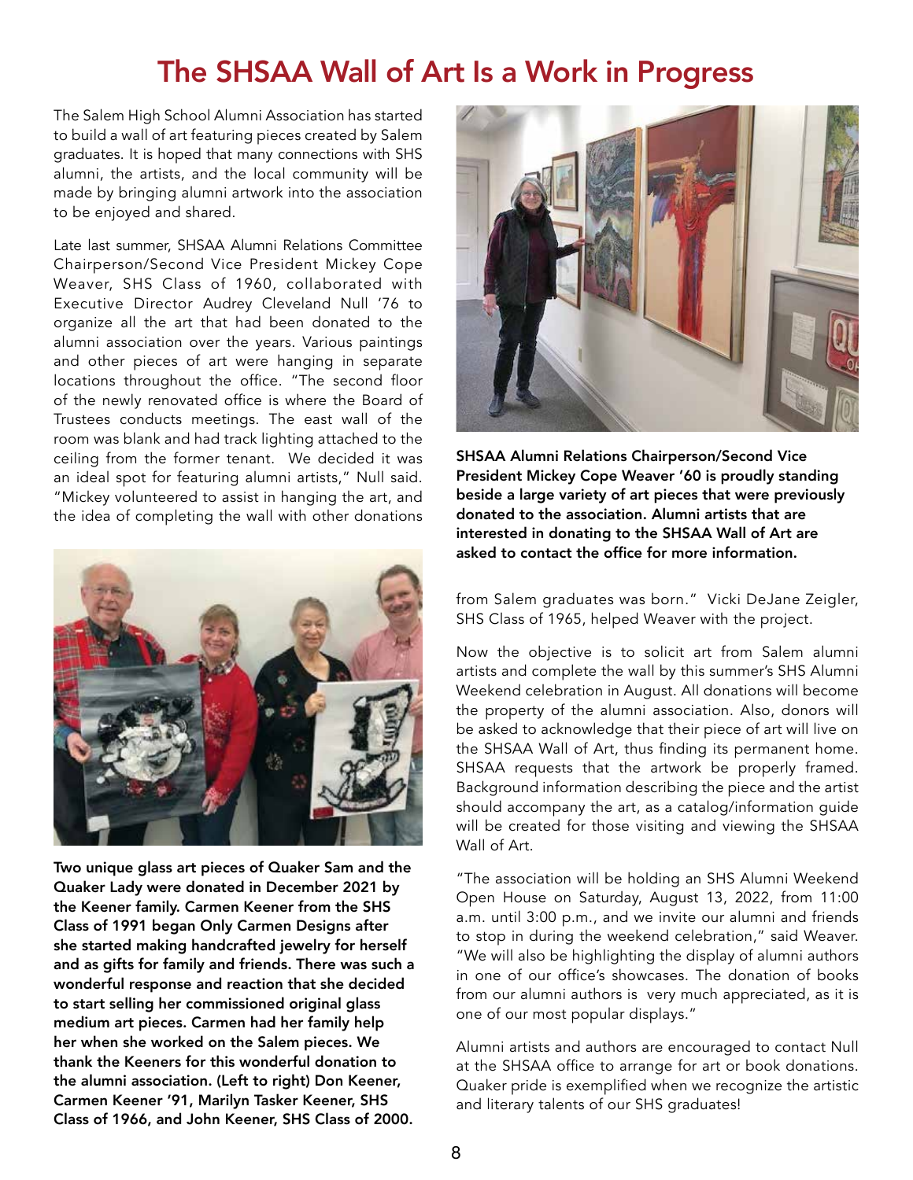# The SHSAA Wall of Art Is a Work in Progress

The Salem High School Alumni Association has started to build a wall of art featuring pieces created by Salem graduates. It is hoped that many connections with SHS alumni, the artists, and the local community will be made by bringing alumni artwork into the association to be enjoyed and shared.

Late last summer, SHSAA Alumni Relations Committee Chairperson/Second Vice President Mickey Cope Weaver, SHS Class of 1960, collaborated with Executive Director Audrey Cleveland Null '76 to organize all the art that had been donated to the alumni association over the years. Various paintings and other pieces of art were hanging in separate locations throughout the office. "The second floor of the newly renovated office is where the Board of Trustees conducts meetings. The east wall of the room was blank and had track lighting attached to the ceiling from the former tenant. We decided it was an ideal spot for featuring alumni artists," Null said. "Mickey volunteered to assist in hanging the art, and the idea of completing the wall with other donations from Salem graduates was born." Vicki DeJane Zeigler, SHS Class of 1965, helped Weaver with the project.

**Two unique glass art pieces of Quaker Sam and the Quaker Lady were donated in December 2021 by the Keener family. Carmen Keener from the SHS Class of 1991 began Only Carmen Designs after she started making handcrafted jewelry for herself and as gifts for family and friends. There was such a wonderful response and reaction that she decided to start selling her commissioned original glass medium art pieces. Carmen had her family help her when she worked on the Salem pieces. We thank the Keeners for this wonderful donation to the alumni association. (Left to right) Don Keener, Carmen Keener '91, Marilyn Tasker Keener, SHS Class of 1966, and John Keener, SHS Class of 2000.**

**SHSAA Alumni Relations Chairperson/Second Vice President Mickey Cope Weaver '60 is proudly standing beside a large variety of art pieces that were previously donated to the association. Alumni artists that are interested in donating to the SHSAA Wall of Art are asked to contact the office for more information.**

Now the objective is to solicit art from Salem alumni artists and complete the wall by this summer's SHS Alumni Weekend celebration in August. All donations will become the property of the alumni association. Also, donors will be asked to acknowledge that their piece of art will live on the SHSAA Wall of Art, thus finding its permanent home. SHSAA requests that the artwork be properly framed. Background information describing the piece and the artist should accompany the art, as a catalog/information guide will be created for those visiting and viewing the SHSAA Wall of Art.

"The association will be holding an SHS Alumni Weekend Open House on Saturday, August 13, 2022, from 11:00 a.m. until 3:00 p.m., and we invite our alumni and friends to stop in during the weekend celebration," said Weaver. "We will also be highlighting the display of alumni authors in one of our office's showcases. The donation of books from our alumni authors is very much appreciated, as it is one of our most popular displays."

Alumni artists and authors are encouraged to contact Null at the SHSAA office to arrange for art or book donations. Quaker pride is exemplified when we recognize the artistic and literary talents of our SHS graduates!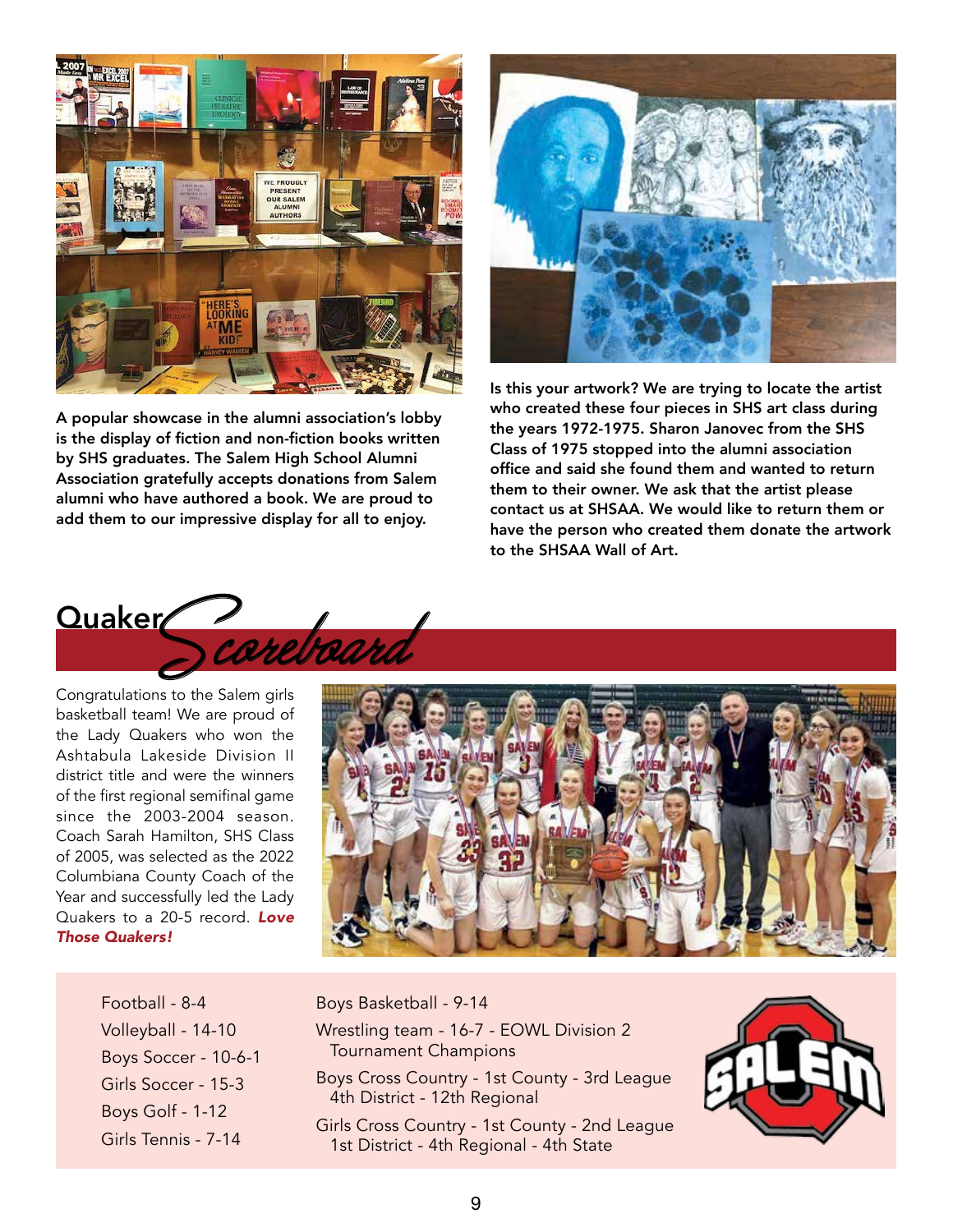A popular showcase in the alumni association's lobby is the display of fiction and non-fiction books written by SHS graduates. The Salem High School Alumni Association gratefully accepts donations from Salem alumni who have authored a book. We are proud to add them to our impressive display for all to enjoy.

Is this your artwork? We are trying to locate the artist who created these four pieces in SHS art class during the years 1972-1975. Sharon Janovec from the SHS Class of 1975 stopped into the alumni association office and said she found them and wanted to return them to their owner. We ask that the artist please contact us at SHSAA. We would like to return them or have the person who created them donate the artwork to the SHSAA Wall of Art.

## Quaker Scoreboard

Congratulations to the Salem girls basketball team! We are proud of the Lady Quakers who won the Ashtabula Lakeside Division II district title and were the winners of the first regional semifinal game since the 2003-2004 season. Coach Sarah Hamilton, SHS Class of 2005, was selected as the 2022 Columbiana County Coach of the Year and successfully led the Lady Quakers to a 20-5 record. ***Love Those Quakers!***

- Football - 8-4
- Volleyball - 14-10
- Boys Soccer - 10-6-1
- Girls Soccer - 15-3
- Boys Golf - 1-12
- Girls Tennis - 7-14
- Boys Basketball - 9-14
- Wrestling team - 16-7 - EOWL Division 2 Tournament Champions
- Boys Cross Country - 1st County - 3rd League 4th District - 12th Regional
- Girls Cross Country - 1st County - 2nd League 1st District - 4th Regional - 4th State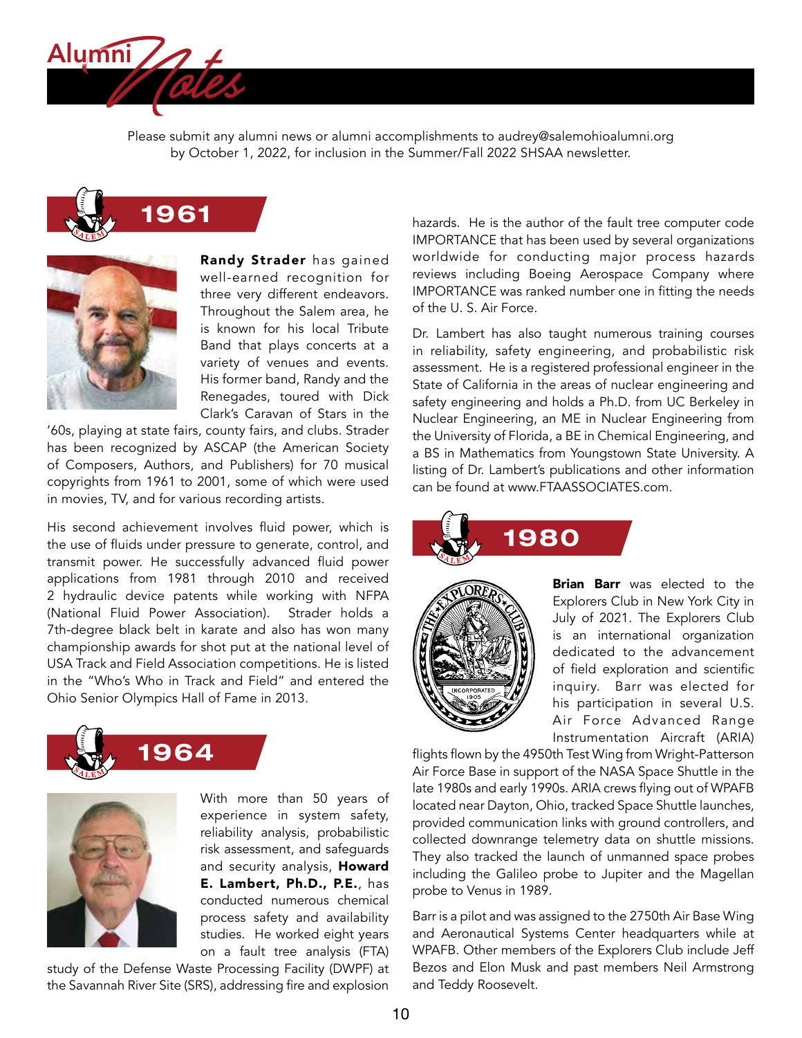# Alumni Notes

Please submit any alumni news or alumni accomplishments to audrey@salemohioalumni.org by October 1, 2022, for inclusion in the Summer/Fall 2022 SHSAA newsletter.

## 1961

**Randy Strader** has gained well-earned recognition for three very different endeavors. Throughout the Salem area, he is known for his local Tribute Band that plays concerts at a variety of venues and events. His former band, Randy and the Renegades, toured with Dick Clark's Caravan of Stars in the '60s, playing at state fairs, county fairs, and clubs. Strader has been recognized by ASCAP (the American Society of Composers, Authors, and Publishers) for 70 musical copyrights from 1961 to 2001, some of which were used in movies, TV, and for various recording artists.

His second achievement involves fluid power, which is the use of fluids under pressure to generate, control, and transmit power. He successfully advanced fluid power applications from 1981 through 2010 and received 2 hydraulic device patents while working with NFPA (National Fluid Power Association). Strader holds a 7th-degree black belt in karate and also has won many championship awards for shot put at the national level of USA Track and Field Association competitions. He is listed in the "Who's Who in Track and Field" and entered the Ohio Senior Olympics Hall of Fame in 2013.

## 1964

With more than 50 years of experience in system safety, reliability analysis, probabilistic risk assessment, and safeguards and security analysis, **Howard E. Lambert, Ph.D., P.E.**, has conducted numerous chemical process safety and availability studies. He worked eight years on a fault tree analysis (FTA) study of the Defense Waste Processing Facility (DWPF) at the Savannah River Site (SRS), addressing fire and explosion hazards. He is the author of the fault tree computer code IMPORTANCE that has been used by several organizations worldwide for conducting major process hazards reviews including Boeing Aerospace Company where IMPORTANCE was ranked number one in fitting the needs of the U. S. Air Force.

Dr. Lambert has also taught numerous training courses in reliability, safety engineering, and probabilistic risk assessment. He is a registered professional engineer in the State of California in the areas of nuclear engineering and safety engineering and holds a Ph.D. from UC Berkeley in Nuclear Engineering, an ME in Nuclear Engineering from the University of Florida, a BE in Chemical Engineering, and a BS in Mathematics from Youngstown State University. A listing of Dr. Lambert's publications and other information can be found at www.FTAASSOCIATES.com.

## 1980

**Brian Barr** was elected to the Explorers Club in New York City in July of 2021. The Explorers Club is an international organization dedicated to the advancement of field exploration and scientific inquiry. Barr was elected for his participation in several U.S. Air Force Advanced Range Instrumentation Aircraft (ARIA) flights flown by the 4950th Test Wing from Wright-Patterson Air Force Base in support of the NASA Space Shuttle in the late 1980s and early 1990s. ARIA crews flying out of WPAFB located near Dayton, Ohio, tracked Space Shuttle launches, provided communication links with ground controllers, and collected downrange telemetry data on shuttle missions. They also tracked the launch of unmanned space probes including the Galileo probe to Jupiter and the Magellan probe to Venus in 1989.

Barr is a pilot and was assigned to the 2750th Air Base Wing and Aeronautical Systems Center headquarters while at WPAFB. Other members of the Explorers Club include Jeff Bezos and Elon Musk and past members Neil Armstrong and Teddy Roosevelt.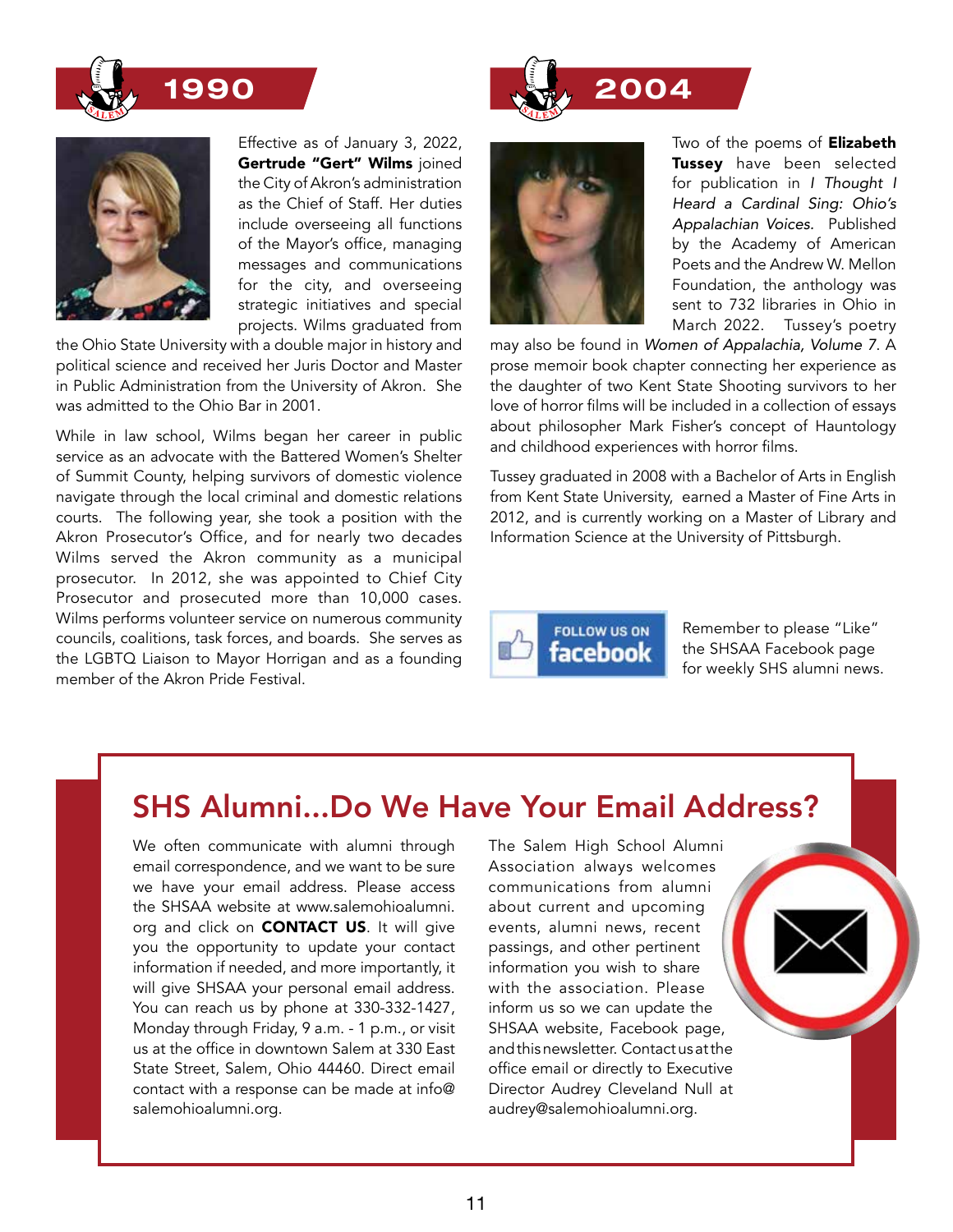## 1990

Effective as of January 3, 2022, **Gertrude "Gert" Wilms** joined the City of Akron's administration as the Chief of Staff. Her duties include overseeing all functions of the Mayor's office, managing messages and communications for the city, and overseeing strategic initiatives and special projects. Wilms graduated from the Ohio State University with a double major in history and political science and received her Juris Doctor and Master in Public Administration from the University of Akron. She was admitted to the Ohio Bar in 2001.

While in law school, Wilms began her career in public service as an advocate with the Battered Women's Shelter of Summit County, helping survivors of domestic violence navigate through the local criminal and domestic relations courts. The following year, she took a position with the Akron Prosecutor's Office, and for nearly two decades Wilms served the Akron community as a municipal prosecutor. In 2012, she was appointed to Chief City Prosecutor and prosecuted more than 10,000 cases. Wilms performs volunteer service on numerous community councils, coalitions, task forces, and boards. She serves as the LGBTQ Liaison to Mayor Horrigan and as a founding member of the Akron Pride Festival.

## 2004

Two of the poems of **Elizabeth Tussey** have been selected for publication in *I Thought I Heard a Cardinal Sing: Ohio's Appalachian Voices.* Published by the Academy of American Poets and the Andrew W. Mellon Foundation, the anthology was sent to 732 libraries in Ohio in March 2022. Tussey's poetry may also be found in *Women of Appalachia, Volume 7*. A prose memoir book chapter connecting her experience as the daughter of two Kent State Shooting survivors to her love of horror films will be included in a collection of essays about philosopher Mark Fisher's concept of Hauntology and childhood experiences with horror films.

Tussey graduated in 2008 with a Bachelor of Arts in English from Kent State University, earned a Master of Fine Arts in 2012, and is currently working on a Master of Library and Information Science at the University of Pittsburgh.

FOLLOW US ON facebook

Remember to please "Like" the SHSAA Facebook page for weekly SHS alumni news.

## SHS Alumni...Do We Have Your Email Address?

We often communicate with alumni through email correspondence, and we want to be sure we have your email address. Please access the SHSAA website at www.salemohioalumni.org and click on **CONTACT US**. It will give you the opportunity to update your contact information if needed, and more importantly, it will give SHSAA your personal email address. You can reach us by phone at 330-332-1427, Monday through Friday, 9 a.m. - 1 p.m., or visit us at the office in downtown Salem at 330 East State Street, Salem, Ohio 44460. Direct email contact with a response can be made at info@salemohioalumni.org.

The Salem High School Alumni Association always welcomes communications from alumni about current and upcoming events, alumni news, recent passings, and other pertinent information you wish to share with the association. Please inform us so we can update the SHSAA website, Facebook page, and this newsletter. Contact us at the office email or directly to Executive Director Audrey Cleveland Null at audrey@salemohioalumni.org.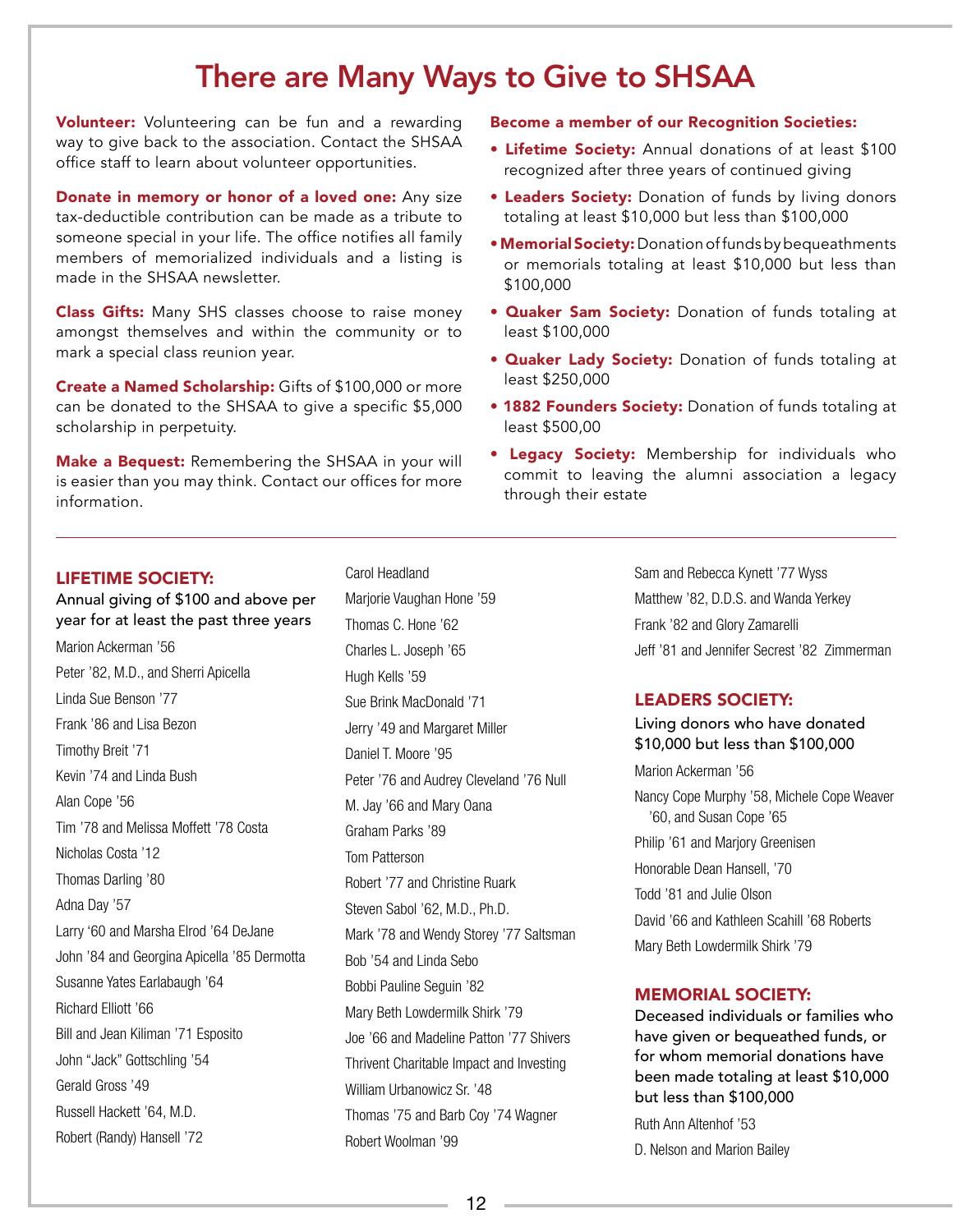# There are Many Ways to Give to SHSAA

**Volunteer:** Volunteering can be fun and a rewarding way to give back to the association. Contact the SHSAA office staff to learn about volunteer opportunities.

**Donate in memory or honor of a loved one:** Any size tax-deductible contribution can be made as a tribute to someone special in your life. The office notifies all family members of memorialized individuals and a listing is made in the SHSAA newsletter.

**Class Gifts:** Many SHS classes choose to raise money amongst themselves and within the community or to mark a special class reunion year.

**Create a Named Scholarship:** Gifts of $100,000 or more can be donated to the SHSAA to give a specific $5,000 scholarship in perpetuity.

**Make a Bequest:** Remembering the SHSAA in your will is easier than you may think. Contact our offices for more information.

**Become a member of our Recognition Societies:**

- **Lifetime Society:** Annual donations of at least $100 recognized after three years of continued giving
- **Leaders Society:** Donation of funds by living donors totaling at least $10,000 but less than $100,000
- **Memorial Society:** Donation of funds by bequeathments or memorials totaling at least $10,000 but less than $100,000
- **Quaker Sam Society:** Donation of funds totaling at least $100,000
- **Quaker Lady Society:** Donation of funds totaling at least $250,000
- **1882 Founders Society:** Donation of funds totaling at least $500,00
- **Legacy Society:** Membership for individuals who commit to leaving the alumni association a legacy through their estate

---

## LIFETIME SOCIETY:

Annual giving of $100 and above per year for at least the past three years

Marion Ackerman '56
Peter '82, M.D., and Sherri Apicella
Linda Sue Benson '77
Frank '86 and Lisa Bezon
Timothy Breit '71
Kevin '74 and Linda Bush
Alan Cope '56
Tim '78 and Melissa Moffett '78 Costa
Nicholas Costa '12
Thomas Darling '80
Adna Day '57
Larry '60 and Marsha Elrod '64 DeJane
John '84 and Georgina Apicella '85 Dermotta
Susanne Yates Earlabaugh '64
Richard Elliott '66
Bill and Jean Kiliman '71 Esposito
John "Jack" Gottschling '54
Gerald Gross '49
Russell Hackett '64, M.D.
Robert (Randy) Hansell '72
Carol Headland
Marjorie Vaughan Hone '59
Thomas C. Hone '62
Charles L. Joseph '65
Hugh Kells '59
Sue Brink MacDonald '71
Jerry '49 and Margaret Miller
Daniel T. Moore '95
Peter '76 and Audrey Cleveland '76 Null
M. Jay '66 and Mary Oana
Graham Parks '89
Tom Patterson
Robert '77 and Christine Ruark
Steven Sabol '62, M.D., Ph.D.
Mark '78 and Wendy Storey '77 Saltsman
Bob '54 and Linda Sebo
Bobbi Pauline Seguin '82
Mary Beth Lowdermilk Shirk '79
Joe '66 and Madeline Patton '77 Shivers
Thrivent Charitable Impact and Investing
William Urbanowicz Sr. '48
Thomas '75 and Barb Coy '74 Wagner
Robert Woolman '99
Sam and Rebecca Kynett '77 Wyss
Matthew '82, D.D.S. and Wanda Yerkey
Frank '82 and Glory Zamarelli
Jeff '81 and Jennifer Secrest '82 Zimmerman

## LEADERS SOCIETY:

Living donors who have donated $10,000 but less than $100,000

Marion Ackerman '56
Nancy Cope Murphy '58, Michele Cope Weaver '60, and Susan Cope '65
Philip '61 and Marjory Greenisen
Honorable Dean Hansell, '70
Todd '81 and Julie Olson
David '66 and Kathleen Scahill '68 Roberts
Mary Beth Lowdermilk Shirk '79

## MEMORIAL SOCIETY:

Deceased individuals or families who have given or bequeathed funds, or for whom memorial donations have been made totaling at least $10,000 but less than $100,000

Ruth Ann Altenhof '53
D. Nelson and Marion Bailey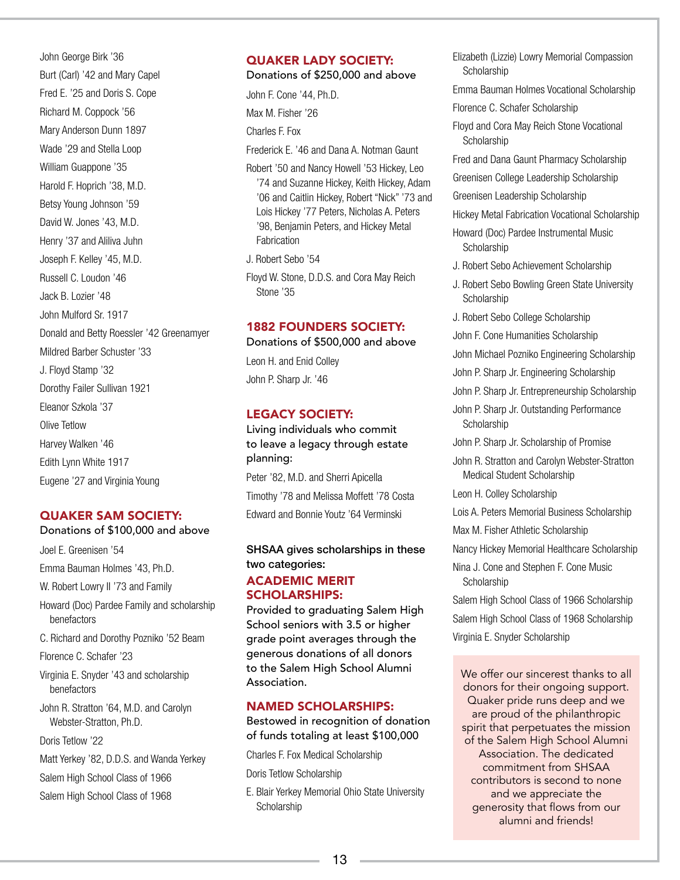John George Birk '36

Burt (Carl) '42 and Mary Capel

Fred E. '25 and Doris S. Cope

Richard M. Coppock '56

Mary Anderson Dunn 1897

Wade '29 and Stella Loop

William Guappone '35

Harold F. Hoprich '38, M.D.

Betsy Young Johnson '59

David W. Jones '43, M.D.

Henry '37 and Aliliva Juhn

Joseph F. Kelley '45, M.D.

Russell C. Loudon '46

Jack B. Lozier '48

John Mulford Sr. 1917

Donald and Betty Roessler '42 Greenamyer

Mildred Barber Schuster '33

J. Floyd Stamp '32

Dorothy Failer Sullivan 1921

Eleanor Szkola '37

Olive Tetlow

Harvey Walken '46

Edith Lynn White 1917

Eugene '27 and Virginia Young

## QUAKER SAM SOCIETY:

**Donations of $100,000 and above**

Joel E. Greenisen '54

Emma Bauman Holmes '43, Ph.D.

W. Robert Lowry II '73 and Family

Howard (Doc) Pardee Family and scholarship benefactors

C. Richard and Dorothy Pozniko '52 Beam

Florence C. Schafer '23

Virginia E. Snyder '43 and scholarship benefactors

John R. Stratton '64, M.D. and Carolyn Webster-Stratton, Ph.D.

Doris Tetlow '22

Matt Yerkey '82, D.D.S. and Wanda Yerkey

Salem High School Class of 1966

Salem High School Class of 1968

## QUAKER LADY SOCIETY:

**Donations of $250,000 and above**

John F. Cone '44, Ph.D.

Max M. Fisher '26

Charles F. Fox

Frederick E. '46 and Dana A. Notman Gaunt

Robert '50 and Nancy Howell '53 Hickey, Leo '74 and Suzanne Hickey, Keith Hickey, Adam '06 and Caitlin Hickey, Robert "Nick" '73 and Lois Hickey '77 Peters, Nicholas A. Peters '98, Benjamin Peters, and Hickey Metal Fabrication

J. Robert Sebo '54

Floyd W. Stone, D.D.S. and Cora May Reich Stone '35

## 1882 FOUNDERS SOCIETY:

**Donations of $500,000 and above**

Leon H. and Enid Colley

John P. Sharp Jr. '46

## LEGACY SOCIETY:

**Living individuals who commit to leave a legacy through estate planning:**

Peter '82, M.D. and Sherri Apicella

Timothy '78 and Melissa Moffett '78 Costa

Edward and Bonnie Youtz '64 Verminski

**SHSAA gives scholarships in these two categories:**

## ACADEMIC MERIT SCHOLARSHIPS:

Provided to graduating Salem High School seniors with 3.5 or higher grade point averages through the generous donations of all donors to the Salem High School Alumni Association.

## NAMED SCHOLARSHIPS:

**Bestowed in recognition of donation of funds totaling at least $100,000**

Charles F. Fox Medical Scholarship

Doris Tetlow Scholarship

E. Blair Yerkey Memorial Ohio State University Scholarship

Elizabeth (Lizzie) Lowry Memorial Compassion Scholarship

Emma Bauman Holmes Vocational Scholarship

Florence C. Schafer Scholarship

Floyd and Cora May Reich Stone Vocational Scholarship

Fred and Dana Gaunt Pharmacy Scholarship

Greenisen College Leadership Scholarship

Greenisen Leadership Scholarship

Hickey Metal Fabrication Vocational Scholarship

Howard (Doc) Pardee Instrumental Music Scholarship

J. Robert Sebo Achievement Scholarship

J. Robert Sebo Bowling Green State University Scholarship

J. Robert Sebo College Scholarship

John F. Cone Humanities Scholarship

John Michael Pozniko Engineering Scholarship

John P. Sharp Jr. Engineering Scholarship

John P. Sharp Jr. Entrepreneurship Scholarship

John P. Sharp Jr. Outstanding Performance Scholarship

John P. Sharp Jr. Scholarship of Promise

John R. Stratton and Carolyn Webster-Stratton Medical Student Scholarship

Leon H. Colley Scholarship

Lois A. Peters Memorial Business Scholarship

Max M. Fisher Athletic Scholarship

Nancy Hickey Memorial Healthcare Scholarship

Nina J. Cone and Stephen F. Cone Music Scholarship

Salem High School Class of 1966 Scholarship

Salem High School Class of 1968 Scholarship

Virginia E. Snyder Scholarship

We offer our sincerest thanks to all donors for their ongoing support. Quaker pride runs deep and we are proud of the philanthropic spirit that perpetuates the mission of the Salem High School Alumni Association. The dedicated commitment from SHSAA contributors is second to none and we appreciate the generosity that flows from our alumni and friends!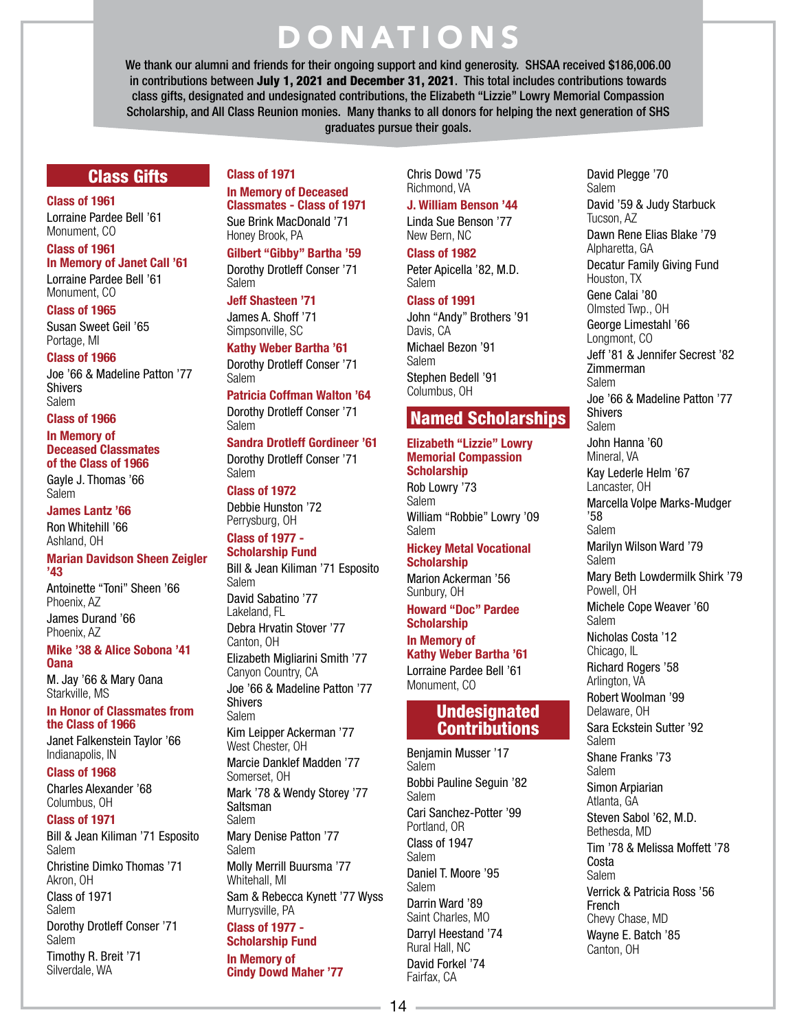# DONATIONS

We thank our alumni and friends for their ongoing support and kind generosity. SHSAA received $186,006.00 in contributions between **July 1, 2021 and December 31, 2021**. This total includes contributions towards class gifts, designated and undesignated contributions, the Elizabeth "Lizzie" Lowry Memorial Compassion Scholarship, and All Class Reunion monies. Many thanks to all donors for helping the next generation of SHS graduates pursue their goals.

## Class Gifts

**Class of 1961**
Lorraine Pardee Bell '61
Monument, CO

**Class of 1961**
**In Memory of Janet Call '61**
Lorraine Pardee Bell '61
Monument, CO

**Class of 1965**
Susan Sweet Geil '65
Portage, MI

**Class of 1966**
Joe '66 & Madeline Patton '77 Shivers
Salem

**Class of 1966**
**In Memory of Deceased Classmates of the Class of 1966**
Gayle J. Thomas '66
Salem

**James Lantz '66**
Ron Whitehill '66
Ashland, OH

**Marian Davidson Sheen Zeigler '43**
Antoinette "Toni" Sheen '66
Phoenix, AZ
James Durand '66
Phoenix, AZ

**Mike '38 & Alice Sobona '41 Oana**
M. Jay '66 & Mary Oana
Starkville, MS

**In Honor of Classmates from the Class of 1966**
Janet Falkenstein Taylor '66
Indianapolis, IN

**Class of 1968**
Charles Alexander '68
Columbus, OH

**Class of 1971**
Bill & Jean Kiliman '71 Esposito
Salem
Christine Dimko Thomas '71
Akron, OH
Class of 1971
Salem
Dorothy Drotleff Conser '71
Salem
Timothy R. Breit '71
Silverdale, WA

**Class of 1971**
**In Memory of Deceased Classmates - Class of 1971**
Sue Brink MacDonald '71
Honey Brook, PA

**Gilbert "Gibby" Bartha '59**
Dorothy Drotleff Conser '71
Salem

**Jeff Shasteen '71**
James A. Shoff '71
Simpsonville, SC

**Kathy Weber Bartha '61**
Dorothy Drotleff Conser '71
Salem

**Patricia Coffman Walton '64**
Dorothy Drotleff Conser '71
Salem

**Sandra Drotleff Gordineer '61**
Dorothy Drotleff Conser '71
Salem

**Class of 1972**
Debbie Hunston '72
Perrysburg, OH

**Class of 1977 - Scholarship Fund**
Bill & Jean Kiliman '71 Esposito
Salem
David Sabatino '77
Lakeland, FL
Debra Hrvatin Stover '77
Canton, OH
Elizabeth Migliarini Smith '77
Canyon Country, CA
Joe '66 & Madeline Patton '77 Shivers
Salem
Kim Leipper Ackerman '77
West Chester, OH
Marcie Danklef Madden '77
Somerset, OH
Mark '78 & Wendy Storey '77 Saltsman
Salem
Mary Denise Patton '77
Salem
Molly Merrill Buursma '77
Whitehall, MI
Sam & Rebecca Kynett '77 Wyss
Murrysville, PA

**Class of 1977 - Scholarship Fund**
**In Memory of Cindy Dowd Maher '77**
Chris Dowd '75
Richmond, VA

**J. William Benson '44**
Linda Sue Benson '77
New Bern, NC

**Class of 1982**
Peter Apicella '82, M.D.
Salem

**Class of 1991**
John "Andy" Brothers '91
Davis, CA
Michael Bezon '91
Salem
Stephen Bedell '91
Columbus, OH

## Named Scholarships

**Elizabeth "Lizzie" Lowry Memorial Compassion Scholarship**
Rob Lowry '73
Salem
William "Robbie" Lowry '09
Salem

**Hickey Metal Vocational Scholarship**
Marion Ackerman '56
Sunbury, OH

**Howard "Doc" Pardee Scholarship**
**In Memory of Kathy Weber Bartha '61**
Lorraine Pardee Bell '61
Monument, CO

## Undesignated Contributions

Benjamin Musser '17
Salem
Bobbi Pauline Seguin '82
Salem
Cari Sanchez-Potter '99
Portland, OR
Class of 1947
Salem
Daniel T. Moore '95
Salem
Darrin Ward '89
Saint Charles, MO
Darryl Heestand '74
Rural Hall, NC
David Forkel '74
Fairfax, CA
David Plegge '70
Salem
David '59 & Judy Starbuck
Tucson, AZ
Dawn Rene Elias Blake '79
Alpharetta, GA
Decatur Family Giving Fund
Houston, TX
Gene Calai '80
Olmsted Twp., OH
George Limestahl '66
Longmont, CO
Jeff '81 & Jennifer Secrest '82 Zimmerman
Salem
Joe '66 & Madeline Patton '77 Shivers
Salem
John Hanna '60
Mineral, VA
Kay Lederle Helm '67
Lancaster, OH
Marcella Volpe Marks-Mudger '58
Salem
Marilyn Wilson Ward '79
Salem
Mary Beth Lowdermilk Shirk '79
Powell, OH
Michele Cope Weaver '60
Salem
Nicholas Costa '12
Chicago, IL
Richard Rogers '58
Arlington, VA
Robert Woolman '99
Delaware, OH
Sara Eckstein Sutter '92
Salem
Shane Franks '73
Salem
Simon Arpiarian
Atlanta, GA
Steven Sabol '62, M.D.
Bethesda, MD
Tim '78 & Melissa Moffett '78 Costa
Salem
Verrick & Patricia Ross '56 French
Chevy Chase, MD
Wayne E. Batch '85
Canton, OH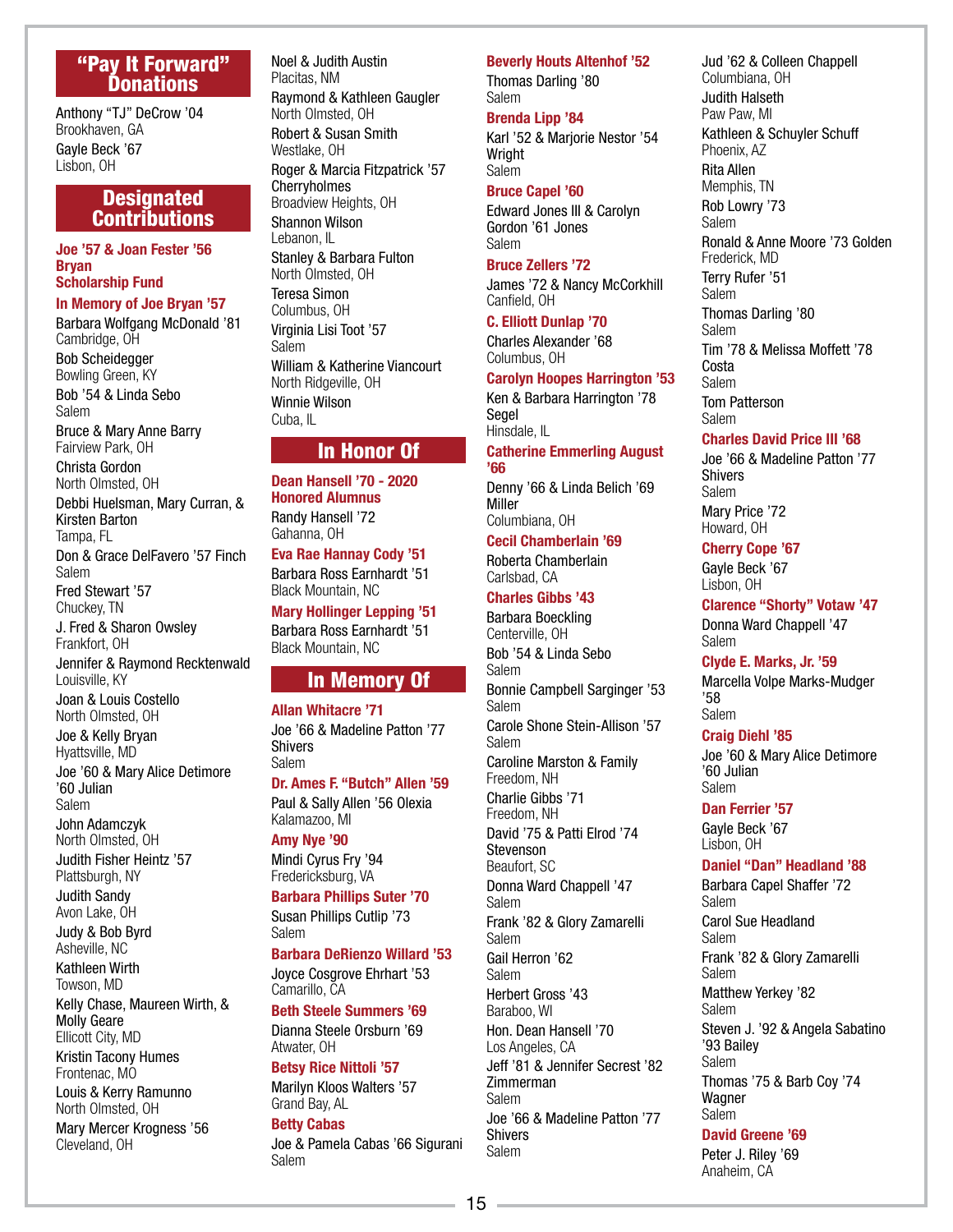## "Pay It Forward" Donations

Anthony "TJ" DeCrow '04
Brookhaven, GA

Gayle Beck '67
Lisbon, OH

## Designated Contributions

### Joe '57 & Joan Fester '56 Bryan Scholarship Fund

### In Memory of Joe Bryan '57

Barbara Wolfgang McDonald '81
Cambridge, OH

Bob Scheidegger
Bowling Green, KY

Bob '54 & Linda Sebo
Salem

Bruce & Mary Anne Barry
Fairview Park, OH

Christa Gordon
North Olmsted, OH

Debbi Huelsman, Mary Curran, & Kirsten Barton
Tampa, FL

Don & Grace DelFavero '57 Finch
Salem

Fred Stewart '57
Chuckey, TN

J. Fred & Sharon Owsley
Frankfort, OH

Jennifer & Raymond Recktenwald
Louisville, KY

Joan & Louis Costello
North Olmsted, OH

Joe & Kelly Bryan
Hyattsville, MD

Joe '60 & Mary Alice Detimore '60 Julian
Salem

John Adamczyk
North Olmsted, OH

Judith Fisher Heintz '57
Plattsburgh, NY

Judith Sandy
Avon Lake, OH

Judy & Bob Byrd
Asheville, NC

Kathleen Wirth
Towson, MD

Kelly Chase, Maureen Wirth, & Molly Geare
Ellicott City, MD

Kristin Tacony Humes
Frontenac, MO

Louis & Kerry Ramunno
North Olmsted, OH

Mary Mercer Krogness '56
Cleveland, OH

Noel & Judith Austin
Placitas, NM

Raymond & Kathleen Gaugler
North Olmsted, OH

Robert & Susan Smith
Westlake, OH

Roger & Marcia Fitzpatrick '57 Cherryholmes
Broadview Heights, OH

Shannon Wilson
Lebanon, IL

Stanley & Barbara Fulton
North Olmsted, OH

Teresa Simon
Columbus, OH

Virginia Lisi Toot '57
Salem

William & Katherine Viancourt
North Ridgeville, OH

Winnie Wilson
Cuba, IL

## In Honor Of

### Dean Hansell '70 - 2020 Honored Alumnus

Randy Hansell '72
Gahanna, OH

### Eva Rae Hannay Cody '51

Barbara Ross Earnhardt '51
Black Mountain, NC

### Mary Hollinger Lepping '51

Barbara Ross Earnhardt '51
Black Mountain, NC

## In Memory Of

### Allan Whitacre '71

Joe '66 & Madeline Patton '77 Shivers
Salem

### Dr. Ames F. "Butch" Allen '59

Paul & Sally Allen '56 Olexia
Kalamazoo, MI

### Amy Nye '90

Mindi Cyrus Fry '94
Fredericksburg, VA

### Barbara Phillips Suter '70

Susan Phillips Cutlip '73
Salem

### Barbara DeRienzo Willard '53

Joyce Cosgrove Ehrhart '53
Camarillo, CA

### Beth Steele Summers '69

Dianna Steele Orsburn '69
Atwater, OH

### Betsy Rice Nittoli '57

Marilyn Kloos Walters '57
Grand Bay, AL

### Betty Cabas

Joe & Pamela Cabas '66 Sigurani
Salem

### Beverly Houts Altenhof '52

Thomas Darling '80
Salem

### Brenda Lipp '84

Karl '52 & Marjorie Nestor '54 Wright
Salem

### Bruce Capel '60

Edward Jones III & Carolyn Gordon '61 Jones
Salem

### Bruce Zellers '72

James '72 & Nancy McCorkhill
Canfield, OH

### C. Elliott Dunlap '70

Charles Alexander '68
Columbus, OH

### Carolyn Hoopes Harrington '53

Ken & Barbara Harrington '78 Segel
Hinsdale, IL

### Catherine Emmerling August '66

Denny '66 & Linda Belich '69 Miller
Columbiana, OH

### Cecil Chamberlain '69

Roberta Chamberlain
Carlsbad, CA

### Charles Gibbs '43

Barbara Boeckling
Centerville, OH

Bob '54 & Linda Sebo
Salem

Bonnie Campbell Sarginger '53
Salem

Carole Shone Stein-Allison '57
Salem

Caroline Marston & Family
Freedom, NH

Charlie Gibbs '71
Freedom, NH

David '75 & Patti Elrod '74 Stevenson
Beaufort, SC

Donna Ward Chappell '47
Salem

Frank '82 & Glory Zamarelli
Salem

Gail Herron '62
Salem

Herbert Gross '43
Baraboo, WI

Hon. Dean Hansell '70
Los Angeles, CA

Jeff '81 & Jennifer Secrest '82 Zimmerman
Salem

Joe '66 & Madeline Patton '77 Shivers
Salem

Jud '62 & Colleen Chappell
Columbiana, OH

Judith Halseth
Paw Paw, MI

Kathleen & Schuyler Schuff
Phoenix, AZ

Rita Allen
Memphis, TN

Rob Lowry '73
Salem

Ronald & Anne Moore '73 Golden
Frederick, MD

Terry Rufer '51
Salem

Thomas Darling '80
Salem

Tim '78 & Melissa Moffett '78 Costa
Salem

Tom Patterson
Salem

### Charles David Price III '68

Joe '66 & Madeline Patton '77 Shivers
Salem

Mary Price '72
Howard, OH

### Cherry Cope '67

Gayle Beck '67
Lisbon, OH

### Clarence "Shorty" Votaw '47

Donna Ward Chappell '47
Salem

### Clyde E. Marks, Jr. '59

Marcella Volpe Marks-Mudger '58
Salem

### Craig Diehl '85

Joe '60 & Mary Alice Detimore '60 Julian
Salem

### Dan Ferrier '57

Gayle Beck '67
Lisbon, OH

### Daniel "Dan" Headland '88

Barbara Capel Shaffer '72
Salem

Carol Sue Headland
Salem

Frank '82 & Glory Zamarelli
Salem

Matthew Yerkey '82
Salem

Steven J. '92 & Angela Sabatino '93 Bailey
Salem

Thomas '75 & Barb Coy '74 Wagner
Salem

### David Greene '69

Peter J. Riley '69
Anaheim, CA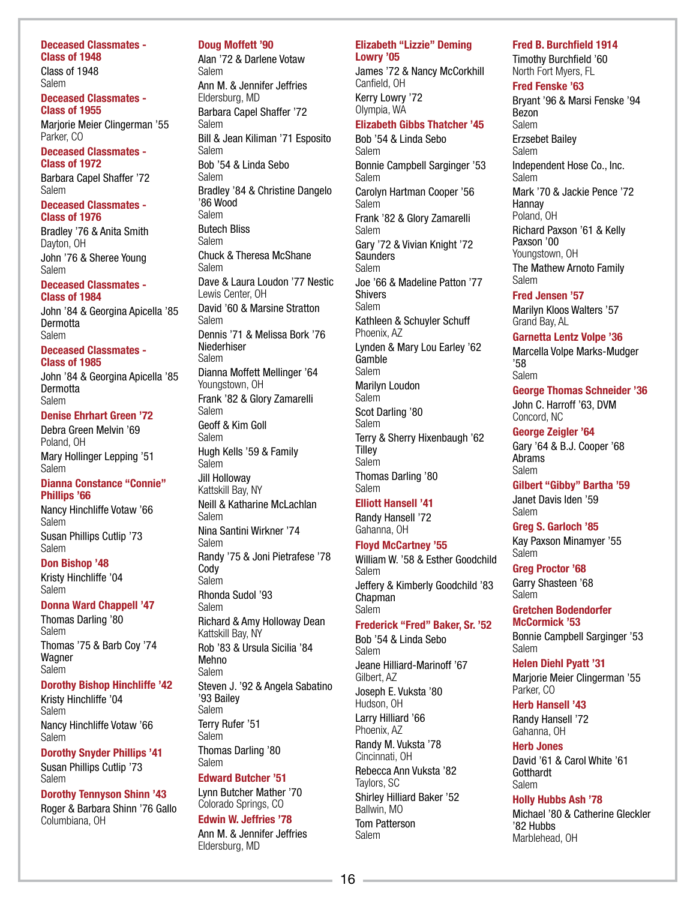**Deceased Classmates - Class of 1948**

Class of 1948
Salem

**Deceased Classmates - Class of 1955**

Marjorie Meier Clingerman '55
Parker, CO

**Deceased Classmates - Class of 1972**

Barbara Capel Shaffer '72
Salem

**Deceased Classmates - Class of 1976**

Bradley '76 & Anita Smith
Dayton, OH

John '76 & Sheree Young
Salem

**Deceased Classmates - Class of 1984**

John '84 & Georgina Apicella '85 Dermotta
Salem

**Deceased Classmates - Class of 1985**

John '84 & Georgina Apicella '85 Dermotta
Salem

**Denise Ehrhart Green '72**

Debra Green Melvin '69
Poland, OH

Mary Hollinger Lepping '51
Salem

**Dianna Constance "Connie" Phillips '66**

Nancy Hinchliffe Votaw '66
Salem

Susan Phillips Cutlip '73
Salem

**Don Bishop '48**

Kristy Hinchliffe '04
Salem

**Donna Ward Chappell '47**

Thomas Darling '80
Salem

Thomas '75 & Barb Coy '74 Wagner
Salem

**Dorothy Bishop Hinchliffe '42**

Kristy Hinchliffe '04
Salem

Nancy Hinchliffe Votaw '66
Salem

**Dorothy Snyder Phillips '41**

Susan Phillips Cutlip '73
Salem

**Dorothy Tennyson Shinn '43**

Roger & Barbara Shinn '76 Gallo
Columbiana, OH

**Doug Moffett '90**

Alan '72 & Darlene Votaw
Salem

Ann M. & Jennifer Jeffries
Eldersburg, MD

Barbara Capel Shaffer '72
Salem

Bill & Jean Kiliman '71 Esposito
Salem

Bob '54 & Linda Sebo
Salem

Bradley '84 & Christine Dangelo '86 Wood
Salem

Butech Bliss
Salem

Chuck & Theresa McShane
Salem

Dave & Laura Loudon '77 Nestic
Lewis Center, OH

David '60 & Marsine Stratton
Salem

Dennis '71 & Melissa Bork '76 Niederhiser
Salem

Dianna Moffett Mellinger '64
Youngstown, OH

Frank '82 & Glory Zamarelli
Salem

Geoff & Kim Goll
Salem

Hugh Kells '59 & Family
Salem

Jill Holloway
Kattskill Bay, NY

Neill & Katharine McLachlan
Salem

Nina Santini Wirkner '74
Salem

Randy '75 & Joni Pietrafese '78 Cody
Salem

Rhonda Sudol '93
Salem

Richard & Amy Holloway Dean
Kattskill Bay, NY

Rob '83 & Ursula Sicilia '84 Mehno
Salem

Steven J. '92 & Angela Sabatino '93 Bailey
Salem

Terry Rufer '51
Salem

Thomas Darling '80
Salem

**Edward Butcher '51**

Lynn Butcher Mather '70
Colorado Springs, CO

**Edwin W. Jeffries '78**

Ann M. & Jennifer Jeffries
Eldersburg, MD

**Elizabeth "Lizzie" Deming Lowry '05**

James '72 & Nancy McCorkhill
Canfield, OH

Kerry Lowry '72
Olympia, WA

**Elizabeth Gibbs Thatcher '45**

Bob '54 & Linda Sebo
Salem

Bonnie Campbell Sarginger '53
Salem

Carolyn Hartman Cooper '56
Salem

Frank '82 & Glory Zamarelli
Salem

Gary '72 & Vivian Knight '72 Saunders
Salem

Joe '66 & Madeline Patton '77 Shivers
Salem

Kathleen & Schuyler Schuff
Phoenix, AZ

Lynden & Mary Lou Earley '62 Gamble
Salem

Marilyn Loudon
Salem

Scot Darling '80
Salem

Terry & Sherry Hixenbaugh '62 Tilley
Salem

Thomas Darling '80
Salem

**Elliott Hansell '41**

Randy Hansell '72
Gahanna, OH

**Floyd McCartney '55**

William W. '58 & Esther Goodchild
Salem

Jeffery & Kimberly Goodchild '83 Chapman
Salem

**Frederick "Fred" Baker, Sr. '52**

Bob '54 & Linda Sebo
Salem

Jeane Hilliard-Marinoff '67
Gilbert, AZ

Joseph E. Vuksta '80
Hudson, OH

Larry Hilliard '66
Phoenix, AZ

Randy M. Vuksta '78
Cincinnati, OH

Rebecca Ann Vuksta '82
Taylors, SC

Shirley Hilliard Baker '52
Ballwin, MO

Tom Patterson
Salem

**Fred B. Burchfield 1914**

Timothy Burchfield '60
North Fort Myers, FL

**Fred Fenske '63**

Bryant '96 & Marsi Fenske '94 Bezon
Salem

Erzsebet Bailey
Salem

Independent Hose Co., Inc.
Salem

Mark '70 & Jackie Pence '72 Hannay
Poland, OH

Richard Paxson '61 & Kelly Paxson '00
Youngstown, OH

The Mathew Arnoto Family
Salem

**Fred Jensen '57**

Marilyn Kloos Walters '57
Grand Bay, AL

**Garnetta Lentz Volpe '36**

Marcella Volpe Marks-Mudger '58
Salem

**George Thomas Schneider '36**

John C. Harroff '63, DVM
Concord, NC

**George Zeigler '64**

Gary '64 & B.J. Cooper '68 Abrams
Salem

**Gilbert "Gibby" Bartha '59**

Janet Davis Iden '59
Salem

**Greg S. Garloch '85**

Kay Paxson Minamyer '55
Salem

**Greg Proctor '68**

Garry Shasteen '68
Salem

**Gretchen Bodendorfer McCormick '53**

Bonnie Campbell Sarginger '53
Salem

**Helen Diehl Pyatt '31**

Marjorie Meier Clingerman '55
Parker, CO

**Herb Hansell '43**

Randy Hansell '72
Gahanna, OH

**Herb Jones**

David '61 & Carol White '61 Gotthardt
Salem

**Holly Hubbs Ash '78**

Michael '80 & Catherine Gleckler '82 Hubbs
Marblehead, OH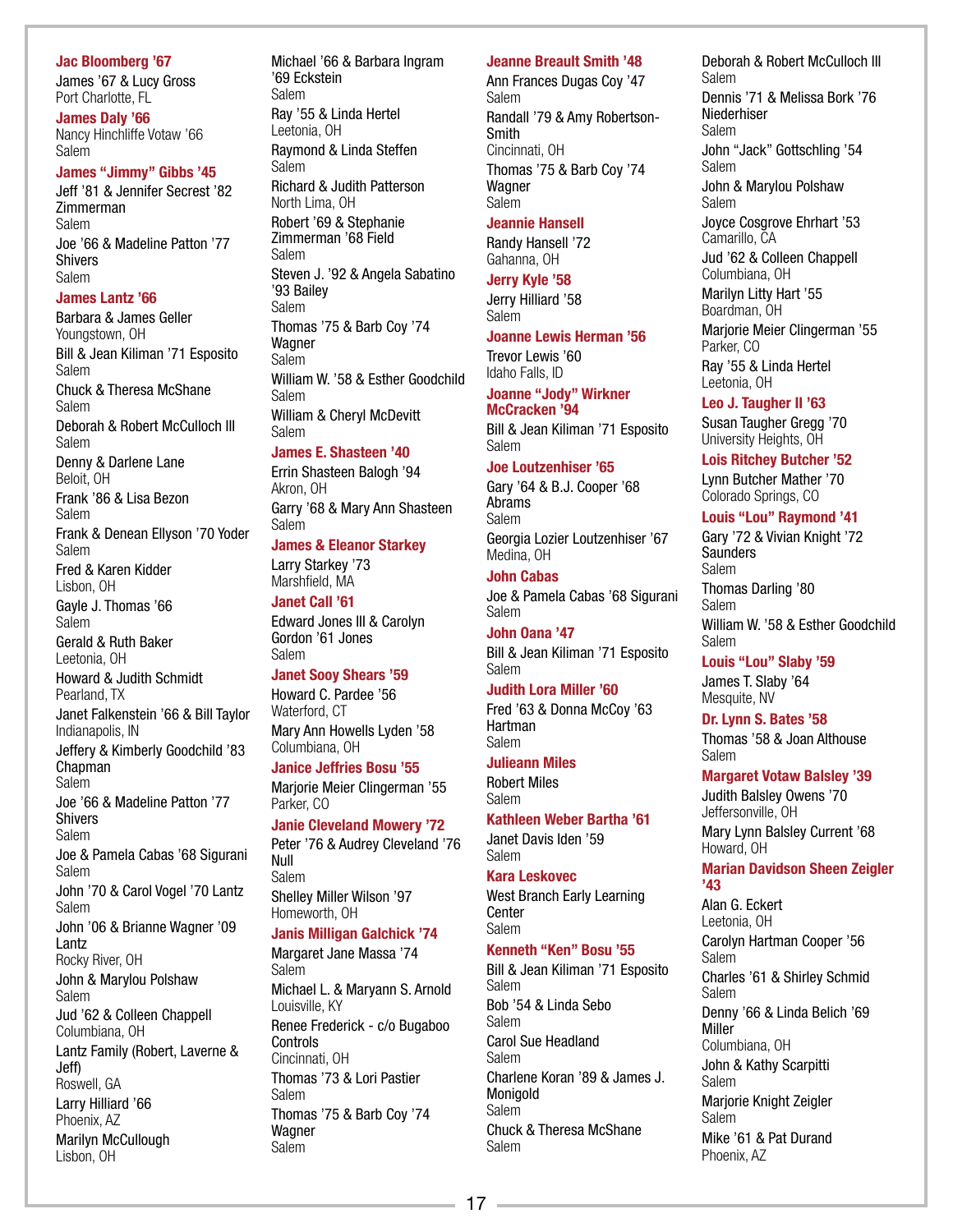**Jac Bloomberg '67**

James '67 & Lucy Gross
Port Charlotte, FL

**James Daly '66**

Nancy Hinchliffe Votaw '66
Salem

**James "Jimmy" Gibbs '45**

Jeff '81 & Jennifer Secrest '82 Zimmerman
Salem

Joe '66 & Madeline Patton '77 Shivers
Salem

**James Lantz '66**

Barbara & James Geller
Youngstown, OH

Bill & Jean Kiliman '71 Esposito
Salem

Chuck & Theresa McShane
Salem

Deborah & Robert McCulloch III
Salem

Denny & Darlene Lane
Beloit, OH

Frank '86 & Lisa Bezon
Salem

Frank & Denean Ellyson '70 Yoder
Salem

Fred & Karen Kidder
Lisbon, OH

Gayle J. Thomas '66
Salem

Gerald & Ruth Baker
Leetonia, OH

Howard & Judith Schmidt
Pearland, TX

Janet Falkenstein '66 & Bill Taylor
Indianapolis, IN

Jeffery & Kimberly Goodchild '83 Chapman
Salem

Joe '66 & Madeline Patton '77 Shivers
Salem

Joe & Pamela Cabas '68 Sigurani
Salem

John '70 & Carol Vogel '70 Lantz
Salem

John '06 & Brianne Wagner '09 Lantz
Rocky River, OH

John & Marylou Polshaw
Salem

Jud '62 & Colleen Chappell
Columbiana, OH

Lantz Family (Robert, Laverne & Jeff)
Roswell, GA

Larry Hilliard '66
Phoenix, AZ

Marilyn McCullough
Lisbon, OH

Michael '66 & Barbara Ingram '69 Eckstein
Salem

Ray '55 & Linda Hertel
Leetonia, OH

Raymond & Linda Steffen
Salem

Richard & Judith Patterson
North Lima, OH

Robert '69 & Stephanie Zimmerman '68 Field
Salem

Steven J. '92 & Angela Sabatino '93 Bailey
Salem

Thomas '75 & Barb Coy '74 Wagner
Salem

William W. '58 & Esther Goodchild
Salem

William & Cheryl McDevitt
Salem

**James E. Shasteen '40**

Errin Shasteen Balogh '94
Akron, OH

Garry '68 & Mary Ann Shasteen
Salem

**James & Eleanor Starkey**

Larry Starkey '73
Marshfield, MA

**Janet Call '61**

Edward Jones III & Carolyn Gordon '61 Jones
Salem

**Janet Sooy Shears '59**

Howard C. Pardee '56
Waterford, CT

Mary Ann Howells Lyden '58
Columbiana, OH

**Janice Jeffries Bosu '55**

Marjorie Meier Clingerman '55
Parker, CO

**Janie Cleveland Mowery '72**

Peter '76 & Audrey Cleveland '76 Null
Salem

Shelley Miller Wilson '97
Homeworth, OH

**Janis Milligan Galchick '74**

Margaret Jane Massa '74
Salem

Michael L. & Maryann S. Arnold
Louisville, KY

Renee Frederick - c/o Bugaboo Controls
Cincinnati, OH

Thomas '73 & Lori Pastier
Salem

Thomas '75 & Barb Coy '74 Wagner
Salem

**Jeanne Breault Smith '48**

Ann Frances Dugas Coy '47
Salem

Randall '79 & Amy Robertson-Smith
Cincinnati, OH

Thomas '75 & Barb Coy '74 Wagner
Salem

**Jeannie Hansell**

Randy Hansell '72
Gahanna, OH

**Jerry Kyle '58**

Jerry Hilliard '58
Salem

**Joanne Lewis Herman '56**

Trevor Lewis '60
Idaho Falls, ID

**Joanne "Jody" Wirkner McCracken '94**

Bill & Jean Kiliman '71 Esposito
Salem

**Joe Loutzenhiser '65**

Gary '64 & B.J. Cooper '68 Abrams
Salem

Georgia Lozier Loutzenhiser '67
Medina, OH

**John Cabas**

Joe & Pamela Cabas '68 Sigurani
Salem

**John Oana '47**

Bill & Jean Kiliman '71 Esposito
Salem

**Judith Lora Miller '60**

Fred '63 & Donna McCoy '63 Hartman
Salem

**Julieann Miles**

Robert Miles
Salem

**Kathleen Weber Bartha '61**

Janet Davis Iden '59
Salem

**Kara Leskovec**

West Branch Early Learning Center
Salem

**Kenneth "Ken" Bosu '55**

Bill & Jean Kiliman '71 Esposito
Salem

Bob '54 & Linda Sebo
Salem

Carol Sue Headland
Salem

Charlene Koran '89 & James J. Monigold
Salem

Chuck & Theresa McShane
Salem

Deborah & Robert McCulloch III
Salem

Dennis '71 & Melissa Bork '76 Niederhiser
Salem

John "Jack" Gottschling '54
Salem

John & Marylou Polshaw
Salem

Joyce Cosgrove Ehrhart '53
Camarillo, CA

Jud '62 & Colleen Chappell
Columbiana, OH

Marilyn Litty Hart '55
Boardman, OH

Marjorie Meier Clingerman '55
Parker, CO

Ray '55 & Linda Hertel
Leetonia, OH

**Leo J. Taugher II '63**

Susan Taugher Gregg '70
University Heights, OH

**Lois Ritchey Butcher '52**

Lynn Butcher Mather '70
Colorado Springs, CO

**Louis "Lou" Raymond '41**

Gary '72 & Vivian Knight '72 Saunders
Salem

Thomas Darling '80
Salem

William W. '58 & Esther Goodchild
Salem

**Louis "Lou" Slaby '59**

James T. Slaby '64
Mesquite, NV

**Dr. Lynn S. Bates '58**

Thomas '58 & Joan Althouse
Salem

**Margaret Votaw Balsley '39**

Judith Balsley Owens '70
Jeffersonville, OH

Mary Lynn Balsley Current '68
Howard, OH

**Marian Davidson Sheen Zeigler '43**

Alan G. Eckert
Leetonia, OH

Carolyn Hartman Cooper '56
Salem

Charles '61 & Shirley Schmid
Salem

Denny '66 & Linda Belich '69 Miller
Columbiana, OH

John & Kathy Scarpitti
Salem

Marjorie Knight Zeigler
Salem

Mike '61 & Pat Durand
Phoenix, AZ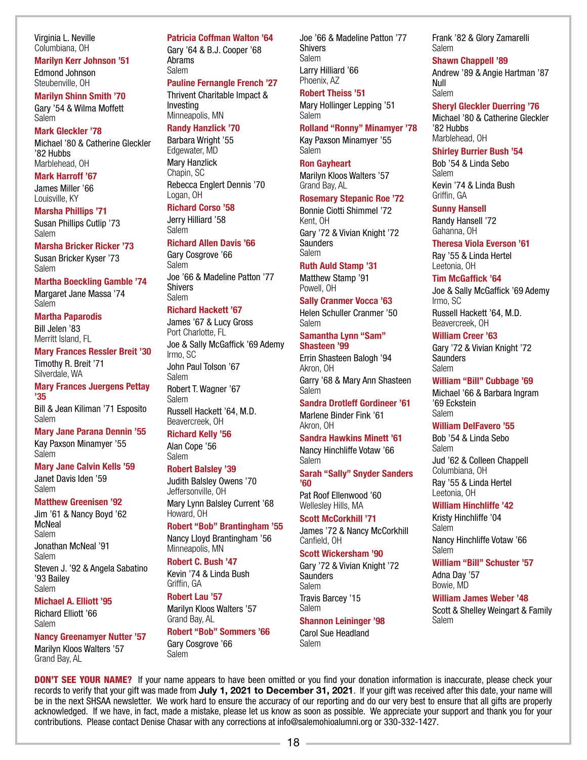Virginia L. Neville
Columbiana, OH

**Marilyn Kerr Johnson '51**

Edmond Johnson
Steubenville, OH

**Marilyn Shinn Smith '70**

Gary '54 & Wilma Moffett
Salem

**Mark Gleckler '78**

Michael '80 & Catherine Gleckler '82 Hubbs
Marblehead, OH

**Mark Harroff '67**

James Miller '66
Louisville, KY

**Marsha Phillips '71**

Susan Phillips Cutlip '73
Salem

**Marsha Bricker Ricker '73**

Susan Bricker Kyser '73
Salem

**Martha Boeckling Gamble '74**

Margaret Jane Massa '74
Salem

**Martha Paparodis**

Bill Jelen '83
Merritt Island, FL

**Mary Frances Ressler Breit '30**

Timothy R. Breit '71
Silverdale, WA

**Mary Frances Juergens Pettay '35**

Bill & Jean Kiliman '71 Esposito
Salem

**Mary Jane Parana Dennin '55**

Kay Paxson Minamyer '55
Salem

**Mary Jane Calvin Kells '59**

Janet Davis Iden '59
Salem

**Matthew Greenisen '92**

Jim '61 & Nancy Boyd '62 McNeal
Salem

Jonathan McNeal '91
Salem

Steven J. '92 & Angela Sabatino '93 Bailey
Salem

**Michael A. Elliott '95**

Richard Elliott '66
Salem

**Nancy Greenamyer Nutter '57**

Marilyn Kloos Walters '57
Grand Bay, AL

**Patricia Coffman Walton '64**

Gary '64 & B.J. Cooper '68 Abrams
Salem

**Pauline Fernangle French '27**

Thrivent Charitable Impact & Investing
Minneapolis, MN

**Randy Hanzlick '70**

Barbara Wright '55
Edgewater, MD

Mary Hanzlick
Chapin, SC

Rebecca Englert Dennis '70
Logan, OH

**Richard Corso '58**

Jerry Hilliard '58
Salem

**Richard Allen Davis '66**

Gary Cosgrove '66
Salem

Joe '66 & Madeline Patton '77 Shivers
Salem

**Richard Hackett '67**

James '67 & Lucy Gross
Port Charlotte, FL

Joe & Sally McGaffick '69 Ademy
Irmo, SC

John Paul Tolson '67
Salem

Robert T. Wagner '67
Salem

Russell Hackett '64, M.D.
Beavercreek, OH

**Richard Kelly '56**

Alan Cope '56
Salem

**Robert Balsley '39**

Judith Balsley Owens '70
Jeffersonville, OH

Mary Lynn Balsley Current '68
Howard, OH

**Robert "Bob" Brantingham '55**

Nancy Lloyd Brantingham '56
Minneapolis, MN

**Robert C. Bush '47**

Kevin '74 & Linda Bush
Griffin, GA

**Robert Lau '57**

Marilyn Kloos Walters '57
Grand Bay, AL

**Robert "Bob" Sommers '66**

Gary Cosgrove '66
Salem

Joe '66 & Madeline Patton '77 Shivers
Salem

Larry Hilliard '66
Phoenix, AZ

**Robert Theiss '51**

Mary Hollinger Lepping '51
Salem

**Rolland "Ronny" Minamyer '78**

Kay Paxson Minamyer '55
Salem

**Ron Gayheart**

Marilyn Kloos Walters '57
Grand Bay, AL

**Rosemary Stepanic Roe '72**

Bonnie Ciotti Shimmel '72
Kent, OH

Gary '72 & Vivian Knight '72 Saunders
Salem

**Ruth Auld Stamp '31**

Matthew Stamp '91
Powell, OH

**Sally Cranmer Vocca '63**

Helen Schuller Cranmer '50
Salem

**Samantha Lynn "Sam" Shasteen '99**

Errin Shasteen Balogh '94
Akron, OH

Garry '68 & Mary Ann Shasteen
Salem

**Sandra Drotleff Gordineer '61**

Marlene Binder Fink '61
Akron, OH

**Sandra Hawkins Minett '61**

Nancy Hinchliffe Votaw '66
Salem

**Sarah "Sally" Snyder Sanders '60**

Pat Roof Ellenwood '60
Wellesley Hills, MA

**Scott McCorkhill '71**

James '72 & Nancy McCorkhill
Canfield, OH

**Scott Wickersham '90**

Gary '72 & Vivian Knight '72 Saunders
Salem

Travis Barcey '15
Salem

**Shannon Leininger '98**

Carol Sue Headland
Salem

Frank '82 & Glory Zamarelli
Salem

**Shawn Chappell '89**

Andrew '89 & Angie Hartman '87 Null
Salem

**Sheryl Gleckler Duerring '76**

Michael '80 & Catherine Gleckler '82 Hubbs
Marblehead, OH

**Shirley Burrier Bush '54**

Bob '54 & Linda Sebo
Salem

Kevin '74 & Linda Bush
Griffin, GA

**Sunny Hansell**

Randy Hansell '72
Gahanna, OH

**Theresa Viola Everson '61**

Ray '55 & Linda Hertel
Leetonia, OH

**Tim McGaffick '64**

Joe & Sally McGaffick '69 Ademy
Irmo, SC

Russell Hackett '64, M.D.
Beavercreek, OH

**William Creer '63**

Gary '72 & Vivian Knight '72 Saunders
Salem

**William "Bill" Cubbage '69**

Michael '66 & Barbara Ingram '69 Eckstein
Salem

**William DelFavero '55**

Bob '54 & Linda Sebo
Salem

Jud '62 & Colleen Chappell
Columbiana, OH

Ray '55 & Linda Hertel
Leetonia, OH

**William Hinchliffe '42**

Kristy Hinchliffe '04
Salem

Nancy Hinchliffe Votaw '66
Salem

**William "Bill" Schuster '57**

Adna Day '57
Bowie, MD

**William James Weber '48**

Scott & Shelley Weingart & Family
Salem

**DON'T SEE YOUR NAME?** If your name appears to have been omitted or you find your donation information is inaccurate, please check your records to verify that your gift was made from **July 1, 2021 to December 31, 2021**. If your gift was received after this date, your name will be in the next SHSAA newsletter. We work hard to ensure the accuracy of our reporting and do our very best to ensure that all gifts are properly acknowledged. If we have, in fact, made a mistake, please let us know as soon as possible. We appreciate your support and thank you for your contributions. Please contact Denise Chasar with any corrections at info@salemohioalumni.org or 330-332-1427.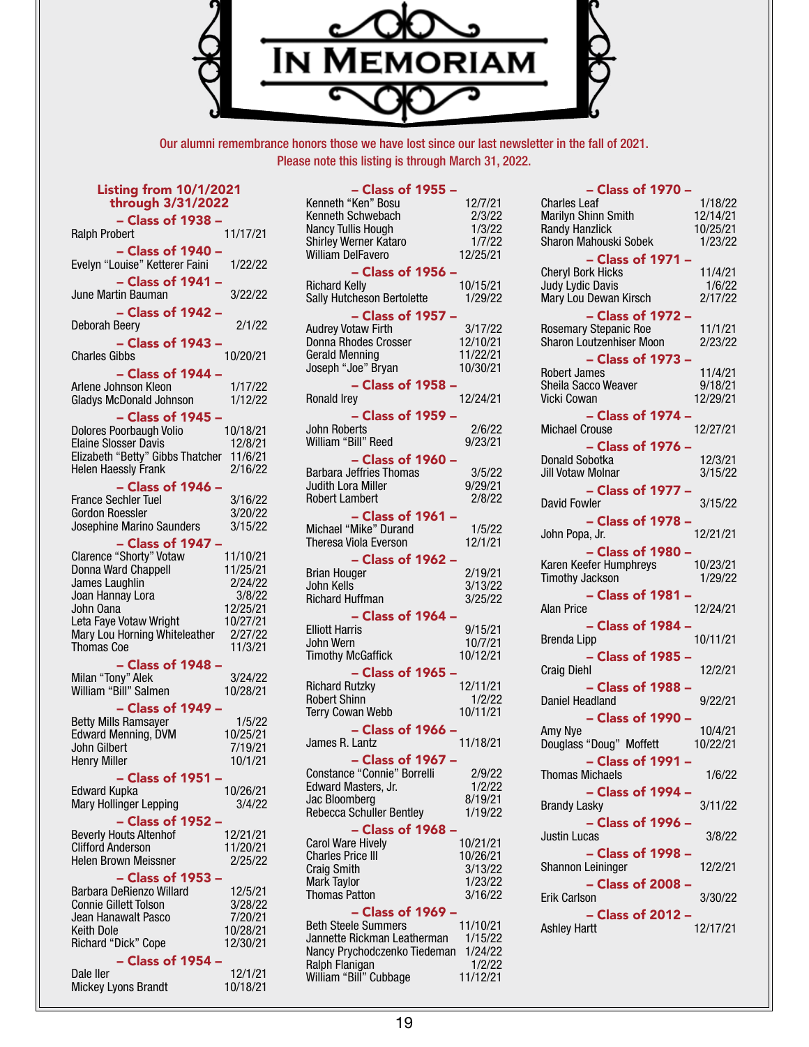# In Memoriam

Our alumni remembrance honors those we have lost since our last newsletter in the fall of 2021.
Please note this listing is through March 31, 2022.

## Listing from 10/1/2021 through 3/31/2022

### – Class of 1938 –
Ralph Probert 11/17/21

### – Class of 1940 –
Evelyn "Louise" Ketterer Faini 1/22/22

### – Class of 1941 –
June Martin Bauman 3/22/22

### – Class of 1942 –
Deborah Beery 2/1/22

### – Class of 1943 –
Charles Gibbs 10/20/21

### – Class of 1944 –
Arlene Johnson Kleon 1/17/22
Gladys McDonald Johnson 1/12/22

### – Class of 1945 –
Dolores Poorbaugh Volio 10/18/21
Elaine Slosser Davis 12/8/21
Elizabeth "Betty" Gibbs Thatcher 11/6/21
Helen Haessly Frank 2/16/22

### – Class of 1946 –
France Sechler Tuel 3/16/22
Gordon Roessler 3/20/22
Josephine Marino Saunders 3/15/22

### – Class of 1947 –
Clarence "Shorty" Votaw 11/10/21
Donna Ward Chappell 11/25/21
James Laughlin 2/24/22
Joan Hannay Lora 3/8/22
John Oana 12/25/21
Leta Faye Votaw Wright 10/27/21
Mary Lou Horning Whiteleather 2/27/22
Thomas Coe 11/3/21

### – Class of 1948 –
Milan "Tony" Alek 3/24/22
William "Bill" Salmen 10/28/21

### – Class of 1949 –
Betty Mills Ramsayer 1/5/22
Edward Menning, DVM 10/25/21
John Gilbert 7/19/21
Henry Miller 10/1/21

### – Class of 1951 –
Edward Kupka 10/26/21
Mary Hollinger Lepping 3/4/22

### – Class of 1952 –
Beverly Houts Altenhof 12/21/21
Clifford Anderson 11/20/21
Helen Brown Meissner 2/25/22

### – Class of 1953 –
Barbara DeRienzo Willard 12/5/21
Connie Gillett Tolson 3/28/22
Jean Hanawalt Pasco 7/20/21
Keith Dole 10/28/21
Richard "Dick" Cope 12/30/21

### – Class of 1954 –
Dale Iler 12/1/21
Mickey Lyons Brandt 10/18/21

### – Class of 1955 –
Kenneth "Ken" Bosu 12/7/21
Kenneth Schwebach 2/3/22
Nancy Tullis Hough 1/3/22
Shirley Werner Kataro 1/7/22
William DelFavero 12/25/21

### – Class of 1956 –
Richard Kelly 10/15/21
Sally Hutcheson Bertolette 1/29/22

### – Class of 1957 –
Audrey Votaw Firth 3/17/22
Donna Rhodes Crosser 12/10/21
Gerald Menning 11/22/21
Joseph "Joe" Bryan 10/30/21

### – Class of 1958 –
Ronald Irey 12/24/21

### – Class of 1959 –
John Roberts 2/6/22
William "Bill" Reed 9/23/21

### – Class of 1960 –
Barbara Jeffries Thomas 3/5/22
Judith Lora Miller 9/29/21
Robert Lambert 2/8/22

### – Class of 1961 –
Michael "Mike" Durand 1/5/22
Theresa Viola Everson 12/1/21

### – Class of 1962 –
Brian Houger 2/19/21
John Kells 3/13/22
Richard Huffman 3/25/22

### – Class of 1964 –
Elliott Harris 9/15/21
John Wern 10/7/21
Timothy McGaffick 10/12/21

### – Class of 1965 –
Richard Rutzky 12/11/21
Robert Shinn 1/2/22
Terry Cowan Webb 10/11/21

### – Class of 1966 –
James R. Lantz 11/18/21

### – Class of 1967 –
Constance "Connie" Borrelli 2/9/22
Edward Masters, Jr. 1/2/22
Jac Bloomberg 8/19/21
Rebecca Schuller Bentley 1/19/22

### – Class of 1968 –
Carol Ware Hively 10/21/21
Charles Price III 10/26/21
Craig Smith 3/13/22
Mark Taylor 1/23/22
Thomas Patton 3/16/22

### – Class of 1969 –
Beth Steele Summers 11/10/21
Jannette Rickman Leatherman 1/15/22
Nancy Prychodczenko Tiedeman 1/24/22
Ralph Flanigan 1/2/22
William "Bill" Cubbage 11/12/21

### – Class of 1970 –
Charles Leaf 1/18/22
Marilyn Shinn Smith 12/14/21
Randy Hanzlick 10/25/21
Sharon Mahouski Sobek 1/23/22

### – Class of 1971 –
Cheryl Bork Hicks 11/4/21
Judy Lydic Davis 1/6/22
Mary Lou Dewan Kirsch 2/17/22

### – Class of 1972 –
Rosemary Stepanic Roe 11/1/21
Sharon Loutzenhiser Moon 2/23/22

### – Class of 1973 –
Robert James 11/4/21
Sheila Sacco Weaver 9/18/21
Vicki Cowan 12/29/21

### – Class of 1974 –
Michael Crouse 12/27/21

### – Class of 1976 –
Donald Sobotka 12/3/21
Jill Votaw Molnar 3/15/22

### – Class of 1977 –
David Fowler 3/15/22

### – Class of 1978 –
John Popa, Jr. 12/21/21

### – Class of 1980 –
Karen Keefer Humphreys 10/23/21
Timothy Jackson 1/29/22

### – Class of 1981 –
Alan Price 12/24/21

### – Class of 1984 –
Brenda Lipp 10/11/21

### – Class of 1985 –
Craig Diehl 12/2/21

### – Class of 1988 –
Daniel Headland 9/22/21

### – Class of 1990 –
Amy Nye 10/4/21
Douglass "Doug" Moffett 10/22/21

### – Class of 1991 –
Thomas Michaels 1/6/22

### – Class of 1994 –
Brandy Lasky 3/11/22

### – Class of 1996 –
Justin Lucas 3/8/22

### – Class of 1998 –
Shannon Leininger 12/2/21

### – Class of 2008 –
Erik Carlson 3/30/22

### – Class of 2012 –
Ashley Hartt 12/17/21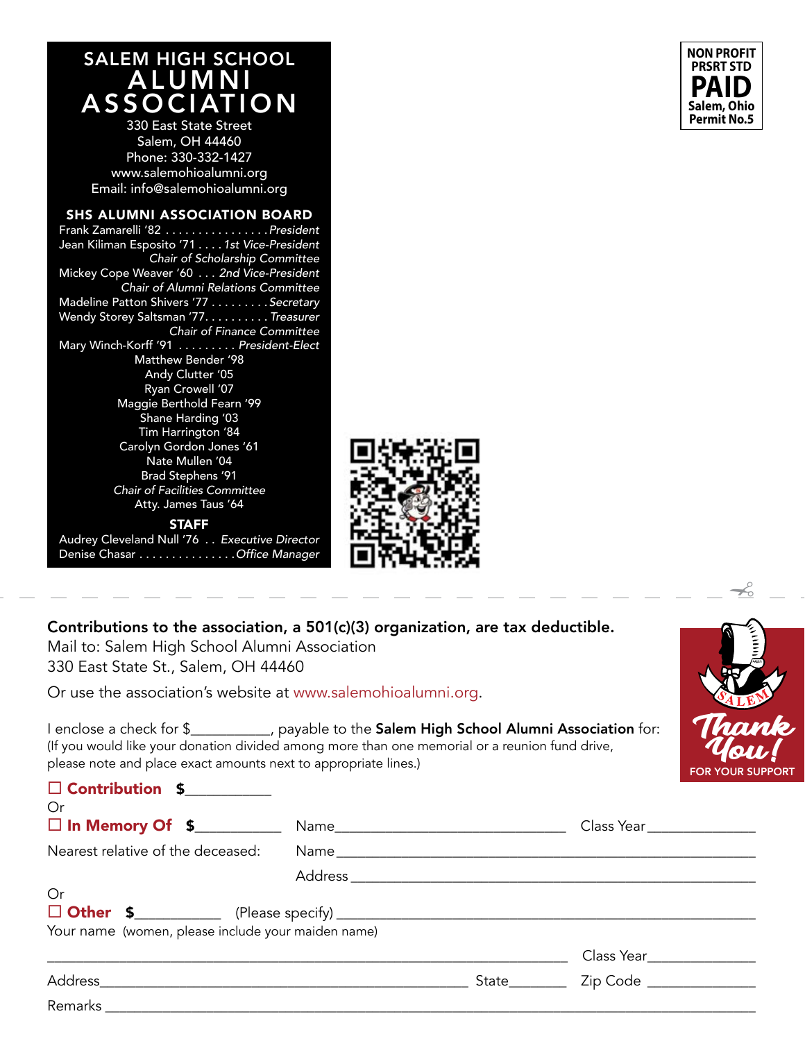# SALEM HIGH SCHOOL ALUMNI ASSOCIATION

330 East State Street
Salem, OH 44460
Phone: 330-332-1427
www.salemohioalumni.org
Email: info@salemohioalumni.org

## SHS ALUMNI ASSOCIATION BOARD

Frank Zamarelli '82 . . . . . . . . . . . . . . . . *President*
Jean Kiliman Esposito '71 . . . . *1st Vice-President*
*Chair of Scholarship Committee*
Mickey Cope Weaver '60 . . . *2nd Vice-President*
*Chair of Alumni Relations Committee*
Madeline Patton Shivers '77 . . . . . . . . . *Secretary*
Wendy Storey Saltsman '77. . . . . . . . . . *Treasurer*
*Chair of Finance Committee*
Mary Winch-Korff '91 . . . . . . . . . *President-Elect*
Matthew Bender '98
Andy Clutter '05
Ryan Crowell '07
Maggie Berthold Fearn '99
Shane Harding '03
Tim Harrington '84
Carolyn Gordon Jones '61
Nate Mullen '04
Brad Stephens '91
*Chair of Facilities Committee*
Atty. James Taus '64

## STAFF

Audrey Cleveland Null '76 . . *Executive Director*
Denise Chasar . . . . . . . . . . . . . . . *Office Manager*

NON PROFIT
PRSRT STD
PAID
Salem, Ohio
Permit No.5

---

**Contributions to the association, a 501(c)(3) organization, are tax deductible.**
Mail to: Salem High School Alumni Association
330 East State St., Salem, OH 44460

Or use the association's website at www.salemohioalumni.org.

Thank You! FOR YOUR SUPPORT

I enclose a check for $__________, payable to the **Salem High School Alumni Association** for:
(If you would like your donation divided among more than one memorial or a reunion fund drive, please note and place exact amounts next to appropriate lines.)

☐ **Contribution $**__________

Or

☐ **In Memory Of $**__________ Name______________________________ Class Year______________

Nearest relative of the deceased: Name______________________________________________

Address____________________________________________

Or

☐ **Other $**__________ (Please specify) ____________________________________________

Your name (women, please include your maiden name)

______________________________________________________________ Class Year______________

Address______________________________________________ State_______ Zip Code ______________

Remarks______________________________________________________________________________